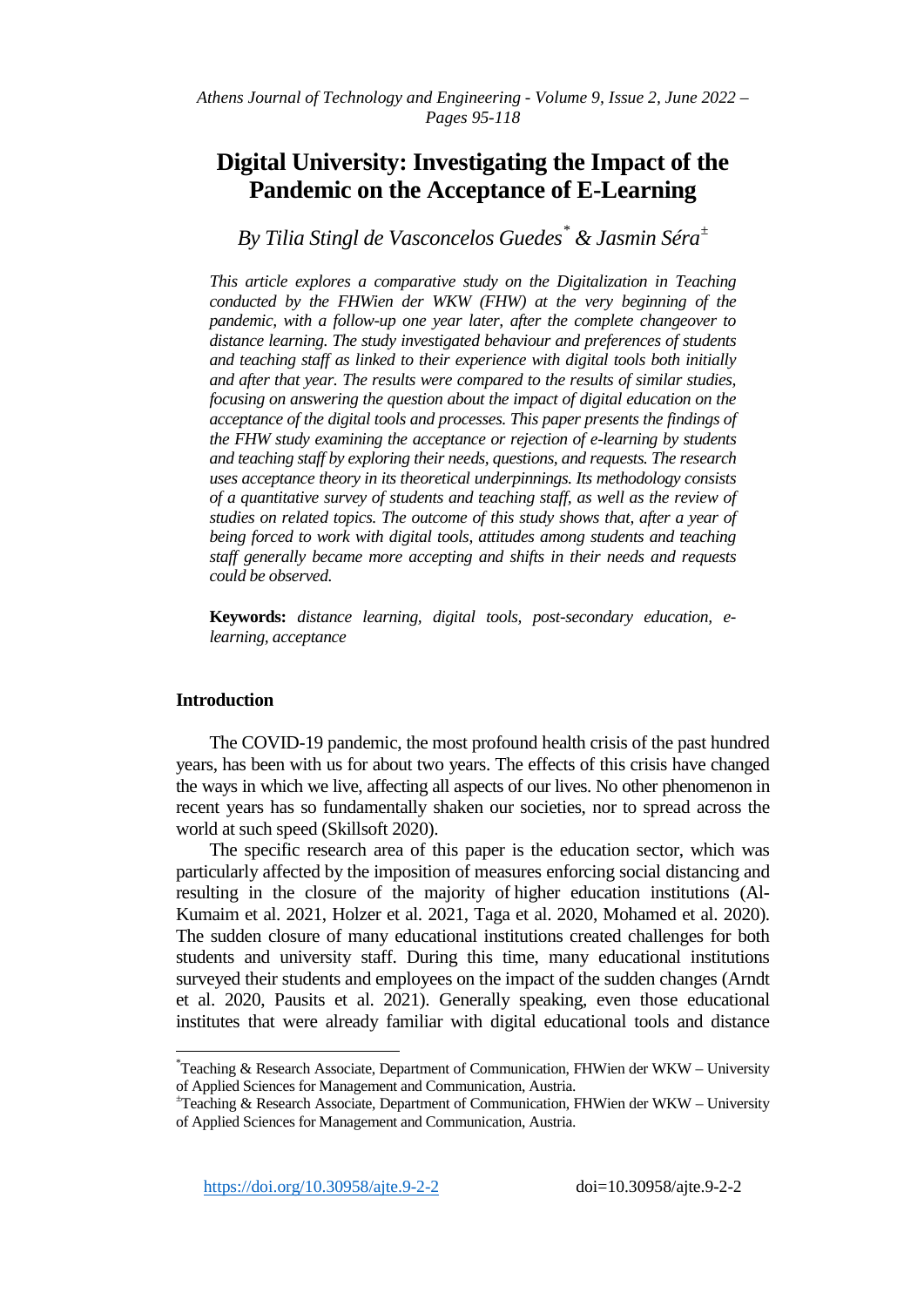# Digital University: Investigating the Impact of the Pandemic on the Acceptance of E-Learning

*By Tilia Stingl de Vasconcelos Guedes[*] & Jasmin Séra[±]*

*This article explores a comparative study on the Digitalization in Teaching conducted by the FHWien der WKW (FHW) at the very beginning of the pandemic, with a follow-up one year later, after the complete changeover to distance learning. The study investigated behaviour and preferences of students and teaching staff as linked to their experience with digital tools both initially and after that year. The results were compared to the results of similar studies, focusing on answering the question about the impact of digital education on the acceptance of the digital tools and processes. This paper presents the findings of the FHW study examining the acceptance or rejection of e-learning by students and teaching staff by exploring their needs, questions, and requests. The research uses acceptance theory in its theoretical underpinnings. Its methodology consists of a quantitative survey of students and teaching staff, as well as the review of studies on related topics. The outcome of this study shows that, after a year of being forced to work with digital tools, attitudes among students and teaching staff generally became more accepting and shifts in their needs and requests could be observed.*

**Keywords:** *distance learning, digital tools, post-secondary education, e-learning, acceptance*

## Introduction

The COVID-19 pandemic, the most profound health crisis of the past hundred years, has been with us for about two years. The effects of this crisis have changed the ways in which we live, affecting all aspects of our lives. No other phenomenon in recent years has so fundamentally shaken our societies, nor to spread across the world at such speed (Skillsoft 2020).

The specific research area of this paper is the education sector, which was particularly affected by the imposition of measures enforcing social distancing and resulting in the closure of the majority of higher education institutions (Al-Kumaim et al. 2021, Holzer et al. 2021, Taga et al. 2020, Mohamed et al. 2020). The sudden closure of many educational institutions created challenges for both students and university staff. During this time, many educational institutions surveyed their students and employees on the impact of the sudden changes (Arndt et al. 2020, Pausits et al. 2021). Generally speaking, even those educational institutes that were already familiar with digital educational tools and distance

---

[*]Teaching & Research Associate, Department of Communication, FHWien der WKW – University of Applied Sciences for Management and Communication, Austria.

[±]Teaching & Research Associate, Department of Communication, FHWien der WKW – University of Applied Sciences for Management and Communication, Austria.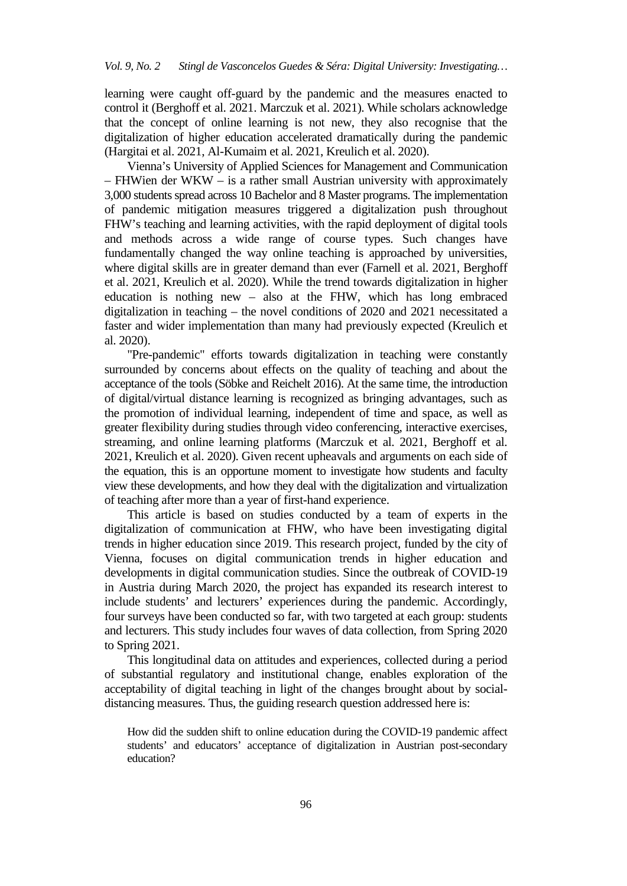learning were caught off-guard by the pandemic and the measures enacted to control it (Berghoff et al. 2021. Marczuk et al. 2021). While scholars acknowledge that the concept of online learning is not new, they also recognise that the digitalization of higher education accelerated dramatically during the pandemic (Hargitai et al. 2021, Al-Kumaim et al. 2021, Kreulich et al. 2020).

Vienna's University of Applied Sciences for Management and Communication – FHWien der WKW – is a rather small Austrian university with approximately 3,000 students spread across 10 Bachelor and 8 Master programs. The implementation of pandemic mitigation measures triggered a digitalization push throughout FHW's teaching and learning activities, with the rapid deployment of digital tools and methods across a wide range of course types. Such changes have fundamentally changed the way online teaching is approached by universities, where digital skills are in greater demand than ever (Farnell et al. 2021, Berghoff et al. 2021, Kreulich et al. 2020). While the trend towards digitalization in higher education is nothing new – also at the FHW, which has long embraced digitalization in teaching – the novel conditions of 2020 and 2021 necessitated a faster and wider implementation than many had previously expected (Kreulich et al. 2020).

"Pre-pandemic" efforts towards digitalization in teaching were constantly surrounded by concerns about effects on the quality of teaching and about the acceptance of the tools (Söbke and Reichelt 2016). At the same time, the introduction of digital/virtual distance learning is recognized as bringing advantages, such as the promotion of individual learning, independent of time and space, as well as greater flexibility during studies through video conferencing, interactive exercises, streaming, and online learning platforms (Marczuk et al. 2021, Berghoff et al. 2021, Kreulich et al. 2020). Given recent upheavals and arguments on each side of the equation, this is an opportune moment to investigate how students and faculty view these developments, and how they deal with the digitalization and virtualization of teaching after more than a year of first-hand experience.

This article is based on studies conducted by a team of experts in the digitalization of communication at FHW, who have been investigating digital trends in higher education since 2019. This research project, funded by the city of Vienna, focuses on digital communication trends in higher education and developments in digital communication studies. Since the outbreak of COVID-19 in Austria during March 2020, the project has expanded its research interest to include students' and lecturers' experiences during the pandemic. Accordingly, four surveys have been conducted so far, with two targeted at each group: students and lecturers. This study includes four waves of data collection, from Spring 2020 to Spring 2021.

This longitudinal data on attitudes and experiences, collected during a period of substantial regulatory and institutional change, enables exploration of the acceptability of digital teaching in light of the changes brought about by social-distancing measures. Thus, the guiding research question addressed here is:

> How did the sudden shift to online education during the COVID-19 pandemic affect students' and educators' acceptance of digitalization in Austrian post-secondary education?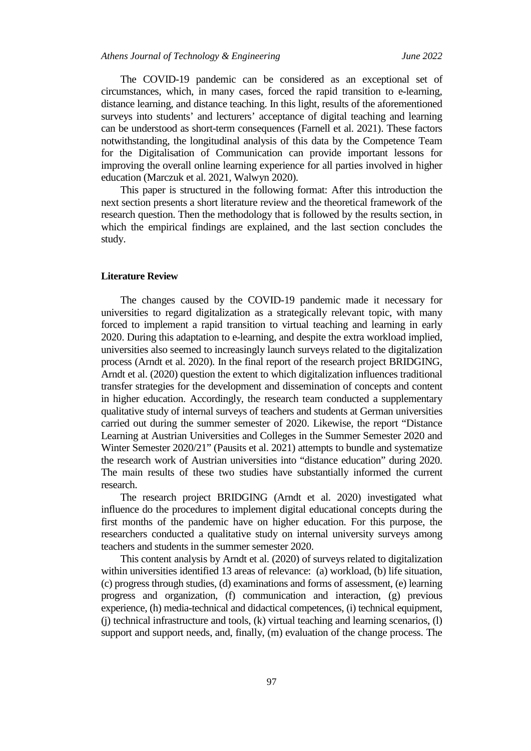The COVID-19 pandemic can be considered as an exceptional set of circumstances, which, in many cases, forced the rapid transition to e-learning, distance learning, and distance teaching. In this light, results of the aforementioned surveys into students' and lecturers' acceptance of digital teaching and learning can be understood as short-term consequences (Farnell et al. 2021). These factors notwithstanding, the longitudinal analysis of this data by the Competence Team for the Digitalisation of Communication can provide important lessons for improving the overall online learning experience for all parties involved in higher education (Marczuk et al. 2021, Walwyn 2020).

This paper is structured in the following format: After this introduction the next section presents a short literature review and the theoretical framework of the research question. Then the methodology that is followed by the results section, in which the empirical findings are explained, and the last section concludes the study.

## Literature Review

The changes caused by the COVID-19 pandemic made it necessary for universities to regard digitalization as a strategically relevant topic, with many forced to implement a rapid transition to virtual teaching and learning in early 2020. During this adaptation to e-learning, and despite the extra workload implied, universities also seemed to increasingly launch surveys related to the digitalization process (Arndt et al. 2020). In the final report of the research project BRIDGING, Arndt et al. (2020) question the extent to which digitalization influences traditional transfer strategies for the development and dissemination of concepts and content in higher education. Accordingly, the research team conducted a supplementary qualitative study of internal surveys of teachers and students at German universities carried out during the summer semester of 2020. Likewise, the report "Distance Learning at Austrian Universities and Colleges in the Summer Semester 2020 and Winter Semester 2020/21" (Pausits et al. 2021) attempts to bundle and systematize the research work of Austrian universities into "distance education" during 2020. The main results of these two studies have substantially informed the current research.

The research project BRIDGING (Arndt et al. 2020) investigated what influence do the procedures to implement digital educational concepts during the first months of the pandemic have on higher education. For this purpose, the researchers conducted a qualitative study on internal university surveys among teachers and students in the summer semester 2020.

This content analysis by Arndt et al. (2020) of surveys related to digitalization within universities identified 13 areas of relevance: (a) workload, (b) life situation, (c) progress through studies, (d) examinations and forms of assessment, (e) learning progress and organization, (f) communication and interaction, (g) previous experience, (h) media-technical and didactical competences, (i) technical equipment, (j) technical infrastructure and tools, (k) virtual teaching and learning scenarios, (l) support and support needs, and, finally, (m) evaluation of the change process. The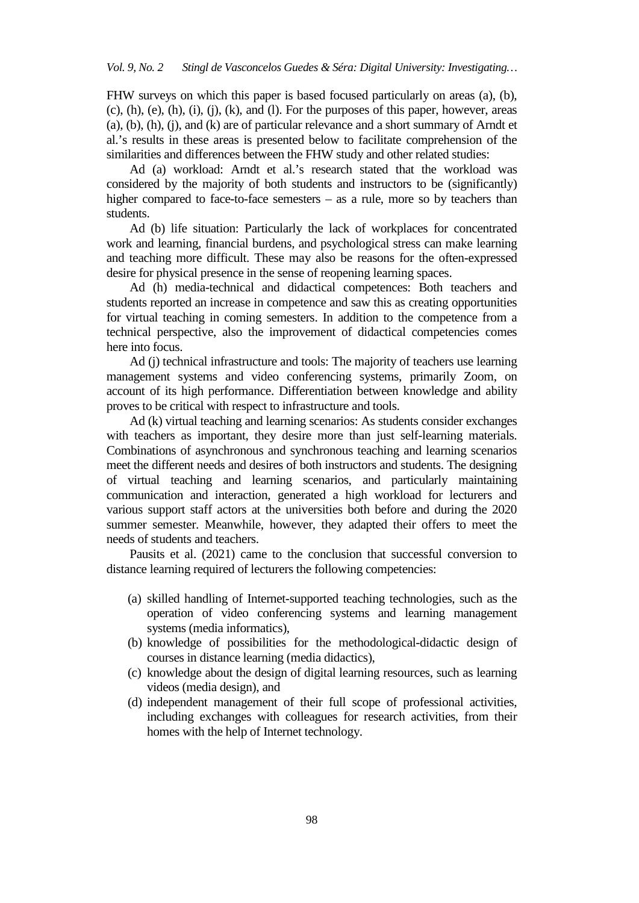FHW surveys on which this paper is based focused particularly on areas (a), (b), (c), (h), (e), (h), (i), (j), (k), and (l). For the purposes of this paper, however, areas (a), (b), (h), (j), and (k) are of particular relevance and a short summary of Arndt et al.'s results in these areas is presented below to facilitate comprehension of the similarities and differences between the FHW study and other related studies:

Ad (a) workload: Arndt et al.'s research stated that the workload was considered by the majority of both students and instructors to be (significantly) higher compared to face-to-face semesters – as a rule, more so by teachers than students.

Ad (b) life situation: Particularly the lack of workplaces for concentrated work and learning, financial burdens, and psychological stress can make learning and teaching more difficult. These may also be reasons for the often-expressed desire for physical presence in the sense of reopening learning spaces.

Ad (h) media-technical and didactical competences: Both teachers and students reported an increase in competence and saw this as creating opportunities for virtual teaching in coming semesters. In addition to the competence from a technical perspective, also the improvement of didactical competencies comes here into focus.

Ad (j) technical infrastructure and tools: The majority of teachers use learning management systems and video conferencing systems, primarily Zoom, on account of its high performance. Differentiation between knowledge and ability proves to be critical with respect to infrastructure and tools.

Ad (k) virtual teaching and learning scenarios: As students consider exchanges with teachers as important, they desire more than just self-learning materials. Combinations of asynchronous and synchronous teaching and learning scenarios meet the different needs and desires of both instructors and students. The designing of virtual teaching and learning scenarios, and particularly maintaining communication and interaction, generated a high workload for lecturers and various support staff actors at the universities both before and during the 2020 summer semester. Meanwhile, however, they adapted their offers to meet the needs of students and teachers.

Pausits et al. (2021) came to the conclusion that successful conversion to distance learning required of lecturers the following competencies:

(a) skilled handling of Internet-supported teaching technologies, such as the operation of video conferencing systems and learning management systems (media informatics),
(b) knowledge of possibilities for the methodological-didactic design of courses in distance learning (media didactics),
(c) knowledge about the design of digital learning resources, such as learning videos (media design), and
(d) independent management of their full scope of professional activities, including exchanges with colleagues for research activities, from their homes with the help of Internet technology.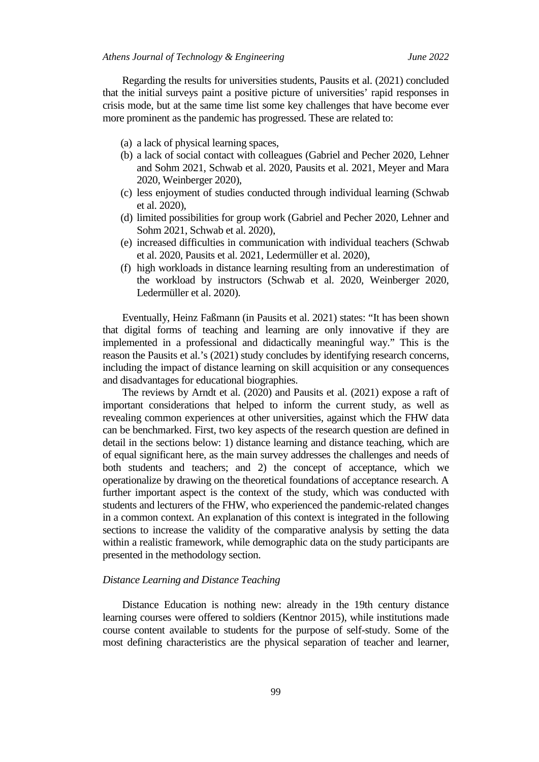Regarding the results for universities students, Pausits et al. (2021) concluded that the initial surveys paint a positive picture of universities' rapid responses in crisis mode, but at the same time list some key challenges that have become ever more prominent as the pandemic has progressed. These are related to:

(a) a lack of physical learning spaces,
(b) a lack of social contact with colleagues (Gabriel and Pecher 2020, Lehner and Sohm 2021, Schwab et al. 2020, Pausits et al. 2021, Meyer and Mara 2020, Weinberger 2020),
(c) less enjoyment of studies conducted through individual learning (Schwab et al. 2020),
(d) limited possibilities for group work (Gabriel and Pecher 2020, Lehner and Sohm 2021, Schwab et al. 2020),
(e) increased difficulties in communication with individual teachers (Schwab et al. 2020, Pausits et al. 2021, Ledermüller et al. 2020),
(f) high workloads in distance learning resulting from an underestimation of the workload by instructors (Schwab et al. 2020, Weinberger 2020, Ledermüller et al. 2020).

Eventually, Heinz Faßmann (in Pausits et al. 2021) states: "It has been shown that digital forms of teaching and learning are only innovative if they are implemented in a professional and didactically meaningful way." This is the reason the Pausits et al.'s (2021) study concludes by identifying research concerns, including the impact of distance learning on skill acquisition or any consequences and disadvantages for educational biographies.

The reviews by Arndt et al. (2020) and Pausits et al. (2021) expose a raft of important considerations that helped to inform the current study, as well as revealing common experiences at other universities, against which the FHW data can be benchmarked. First, two key aspects of the research question are defined in detail in the sections below: 1) distance learning and distance teaching, which are of equal significant here, as the main survey addresses the challenges and needs of both students and teachers; and 2) the concept of acceptance, which we operationalize by drawing on the theoretical foundations of acceptance research. A further important aspect is the context of the study, which was conducted with students and lecturers of the FHW, who experienced the pandemic-related changes in a common context. An explanation of this context is integrated in the following sections to increase the validity of the comparative analysis by setting the data within a realistic framework, while demographic data on the study participants are presented in the methodology section.

### *Distance Learning and Distance Teaching*

Distance Education is nothing new: already in the 19th century distance learning courses were offered to soldiers (Kentnor 2015), while institutions made course content available to students for the purpose of self-study. Some of the most defining characteristics are the physical separation of teacher and learner,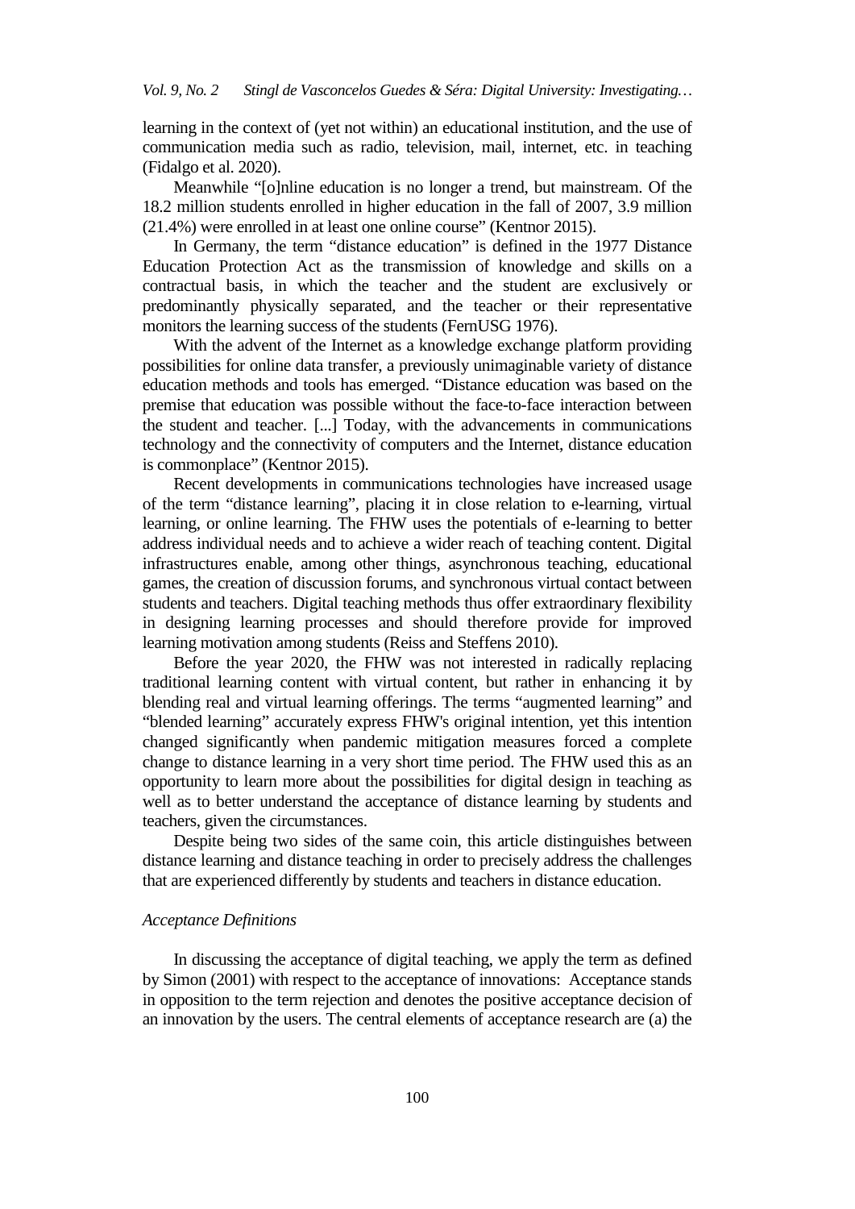learning in the context of (yet not within) an educational institution, and the use of communication media such as radio, television, mail, internet, etc. in teaching (Fidalgo et al. 2020).

Meanwhile "[o]nline education is no longer a trend, but mainstream. Of the 18.2 million students enrolled in higher education in the fall of 2007, 3.9 million (21.4%) were enrolled in at least one online course" (Kentnor 2015).

In Germany, the term "distance education" is defined in the 1977 Distance Education Protection Act as the transmission of knowledge and skills on a contractual basis, in which the teacher and the student are exclusively or predominantly physically separated, and the teacher or their representative monitors the learning success of the students (FernUSG 1976).

With the advent of the Internet as a knowledge exchange platform providing possibilities for online data transfer, a previously unimaginable variety of distance education methods and tools has emerged. "Distance education was based on the premise that education was possible without the face-to-face interaction between the student and teacher. [...] Today, with the advancements in communications technology and the connectivity of computers and the Internet, distance education is commonplace" (Kentnor 2015).

Recent developments in communications technologies have increased usage of the term "distance learning", placing it in close relation to e-learning, virtual learning, or online learning. The FHW uses the potentials of e-learning to better address individual needs and to achieve a wider reach of teaching content. Digital infrastructures enable, among other things, asynchronous teaching, educational games, the creation of discussion forums, and synchronous virtual contact between students and teachers. Digital teaching methods thus offer extraordinary flexibility in designing learning processes and should therefore provide for improved learning motivation among students (Reiss and Steffens 2010).

Before the year 2020, the FHW was not interested in radically replacing traditional learning content with virtual content, but rather in enhancing it by blending real and virtual learning offerings. The terms "augmented learning" and "blended learning" accurately express FHW's original intention, yet this intention changed significantly when pandemic mitigation measures forced a complete change to distance learning in a very short time period. The FHW used this as an opportunity to learn more about the possibilities for digital design in teaching as well as to better understand the acceptance of distance learning by students and teachers, given the circumstances.

Despite being two sides of the same coin, this article distinguishes between distance learning and distance teaching in order to precisely address the challenges that are experienced differently by students and teachers in distance education.

### *Acceptance Definitions*

In discussing the acceptance of digital teaching, we apply the term as defined by Simon (2001) with respect to the acceptance of innovations: Acceptance stands in opposition to the term rejection and denotes the positive acceptance decision of an innovation by the users. The central elements of acceptance research are (a) the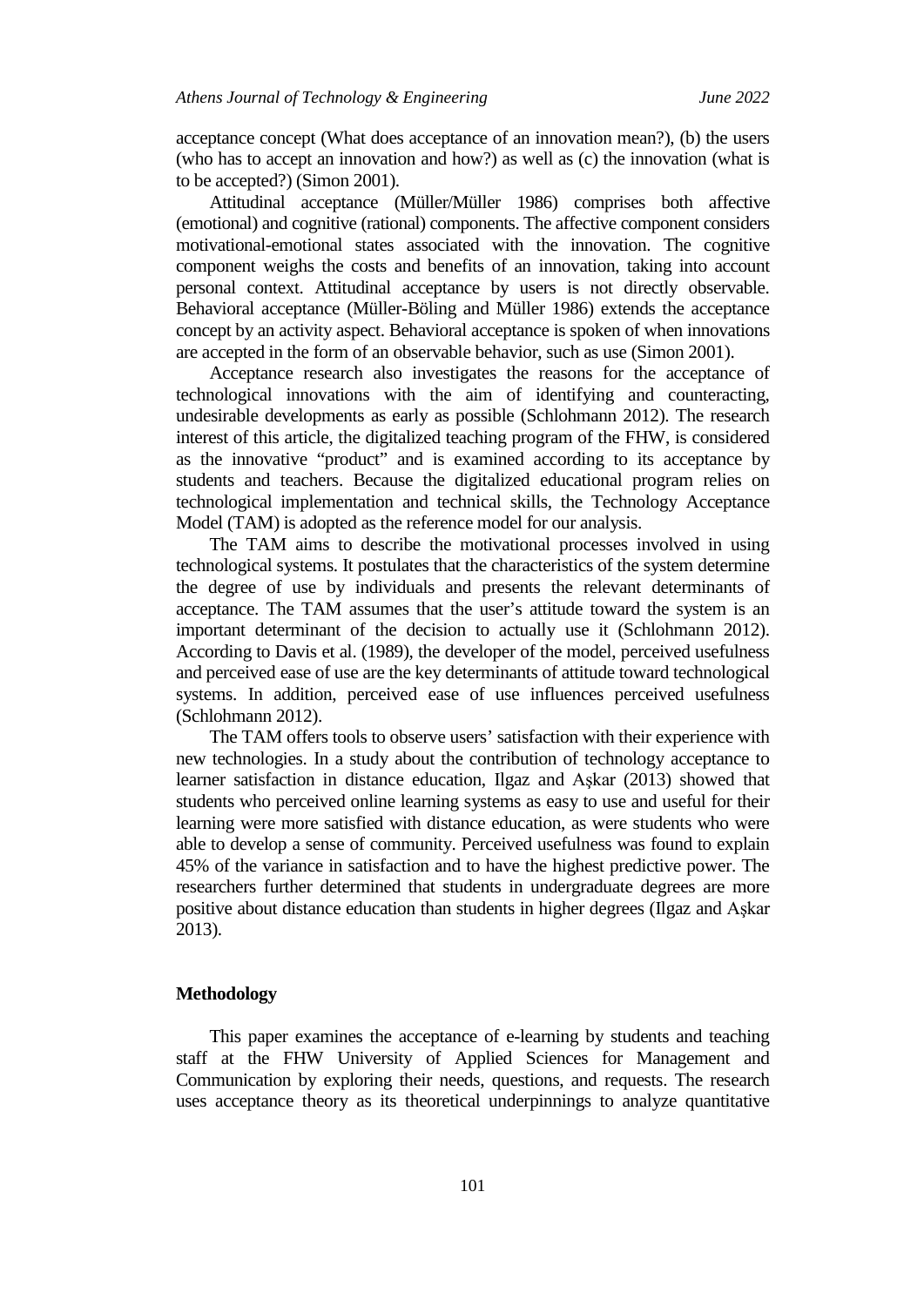acceptance concept (What does acceptance of an innovation mean?), (b) the users (who has to accept an innovation and how?) as well as (c) the innovation (what is to be accepted?) (Simon 2001).

Attitudinal acceptance (Müller/Müller 1986) comprises both affective (emotional) and cognitive (rational) components. The affective component considers motivational-emotional states associated with the innovation. The cognitive component weighs the costs and benefits of an innovation, taking into account personal context. Attitudinal acceptance by users is not directly observable. Behavioral acceptance (Müller-Böling and Müller 1986) extends the acceptance concept by an activity aspect. Behavioral acceptance is spoken of when innovations are accepted in the form of an observable behavior, such as use (Simon 2001).

Acceptance research also investigates the reasons for the acceptance of technological innovations with the aim of identifying and counteracting, undesirable developments as early as possible (Schlohmann 2012). The research interest of this article, the digitalized teaching program of the FHW, is considered as the innovative "product" and is examined according to its acceptance by students and teachers. Because the digitalized educational program relies on technological implementation and technical skills, the Technology Acceptance Model (TAM) is adopted as the reference model for our analysis.

The TAM aims to describe the motivational processes involved in using technological systems. It postulates that the characteristics of the system determine the degree of use by individuals and presents the relevant determinants of acceptance. The TAM assumes that the user's attitude toward the system is an important determinant of the decision to actually use it (Schlohmann 2012). According to Davis et al. (1989), the developer of the model, perceived usefulness and perceived ease of use are the key determinants of attitude toward technological systems. In addition, perceived ease of use influences perceived usefulness (Schlohmann 2012).

The TAM offers tools to observe users' satisfaction with their experience with new technologies. In a study about the contribution of technology acceptance to learner satisfaction in distance education, Ilgaz and Aşkar (2013) showed that students who perceived online learning systems as easy to use and useful for their learning were more satisfied with distance education, as were students who were able to develop a sense of community. Perceived usefulness was found to explain 45% of the variance in satisfaction and to have the highest predictive power. The researchers further determined that students in undergraduate degrees are more positive about distance education than students in higher degrees (Ilgaz and Aşkar 2013).

## Methodology

This paper examines the acceptance of e-learning by students and teaching staff at the FHW University of Applied Sciences for Management and Communication by exploring their needs, questions, and requests. The research uses acceptance theory as its theoretical underpinnings to analyze quantitative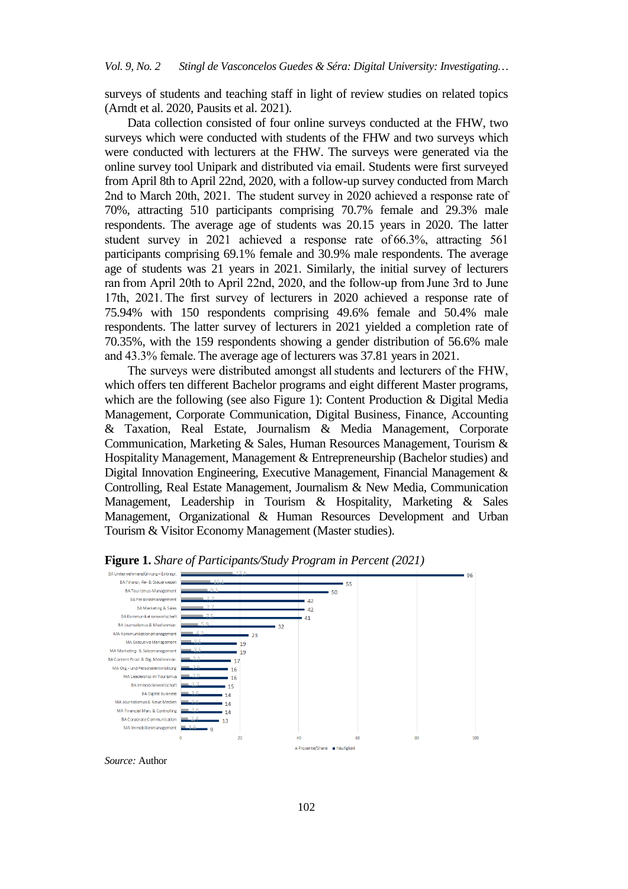surveys of students and teaching staff in light of review studies on related topics (Arndt et al. 2020, Pausits et al. 2021).

Data collection consisted of four online surveys conducted at the FHW, two surveys which were conducted with students of the FHW and two surveys which were conducted with lecturers at the FHW. The surveys were generated via the online survey tool Unipark and distributed via email. Students were first surveyed from April 8th to April 22nd, 2020, with a follow-up survey conducted from March 2nd to March 20th, 2021. The student survey in 2020 achieved a response rate of 70%, attracting 510 participants comprising 70.7% female and 29.3% male respondents. The average age of students was 20.15 years in 2020. The latter student survey in 2021 achieved a response rate of 66.3%, attracting 561 participants comprising 69.1% female and 30.9% male respondents. The average age of students was 21 years in 2021. Similarly, the initial survey of lecturers ran from April 20th to April 22nd, 2020, and the follow-up from June 3rd to June 17th, 2021. The first survey of lecturers in 2020 achieved a response rate of 75.94% with 150 respondents comprising 49.6% female and 50.4% male respondents. The latter survey of lecturers in 2021 yielded a completion rate of 70.35%, with the 159 respondents showing a gender distribution of 56.6% male and 43.3% female. The average age of lecturers was 37.81 years in 2021.

The surveys were distributed amongst all students and lecturers of the FHW, which offers ten different Bachelor programs and eight different Master programs, which are the following (see also Figure 1): Content Production & Digital Media Management, Corporate Communication, Digital Business, Finance, Accounting & Taxation, Real Estate, Journalism & Media Management, Corporate Communication, Marketing & Sales, Human Resources Management, Tourism & Hospitality Management, Management & Entrepreneurship (Bachelor studies) and Digital Innovation Engineering, Executive Management, Financial Management & Controlling, Real Estate Management, Journalism & New Media, Communication Management, Leadership in Tourism & Hospitality, Marketing & Sales Management, Organizational & Human Resources Development and Urban Tourism & Visitor Economy Management (Master studies).

**Figure 1.** *Share of Participants/Study Program in Percent (2021)*

| Study Program | Prozente/Share | Häufigkeit |
|---|---|---|
| BA Unternehmensführung – Entrepr. | 17.5 | 96 |
| BA Finanz-, Re- & Steuerwesen | 10.1 | 55 |
| BA Tourismus-Management | 9.1 | 50 |
| BA Personalmanagement | 7.7 | 42 |
| BA Marketing & Sales | 7.7 | 42 |
| BA Kommunikationswirtschaft | 7.5 | 41 |
| BA Journalismus & Medienman. | 5.9 | 32 |
| MA Kommunikationsmanagement | 4.2 | 23 |
| MA Executive Management | 3.5 | 19 |
| MA Marketing- & Salesmanagement | 3.5 | 19 |
| BA Content-Prod. & Dig. Medienman. | 3.1 | 17 |
| MA Org.- und Personalentwicklung | 2.9 | 16 |
| MA Leadership im Tourismus | 2.9 | 16 |
| BA Immobilienwirtschaft | 2.7 | 15 |
| BA Digital Business | 2.6 | 14 |
| MA Journalismus & Neue Medien | 2.6 | 14 |
| MA Financial Man. & Controlling | 2.6 | 14 |
| BA Corporate Communication | 2.4 | 13 |
| MA Immobilienmanagement | 1.6 | 9 |

*Source:* Author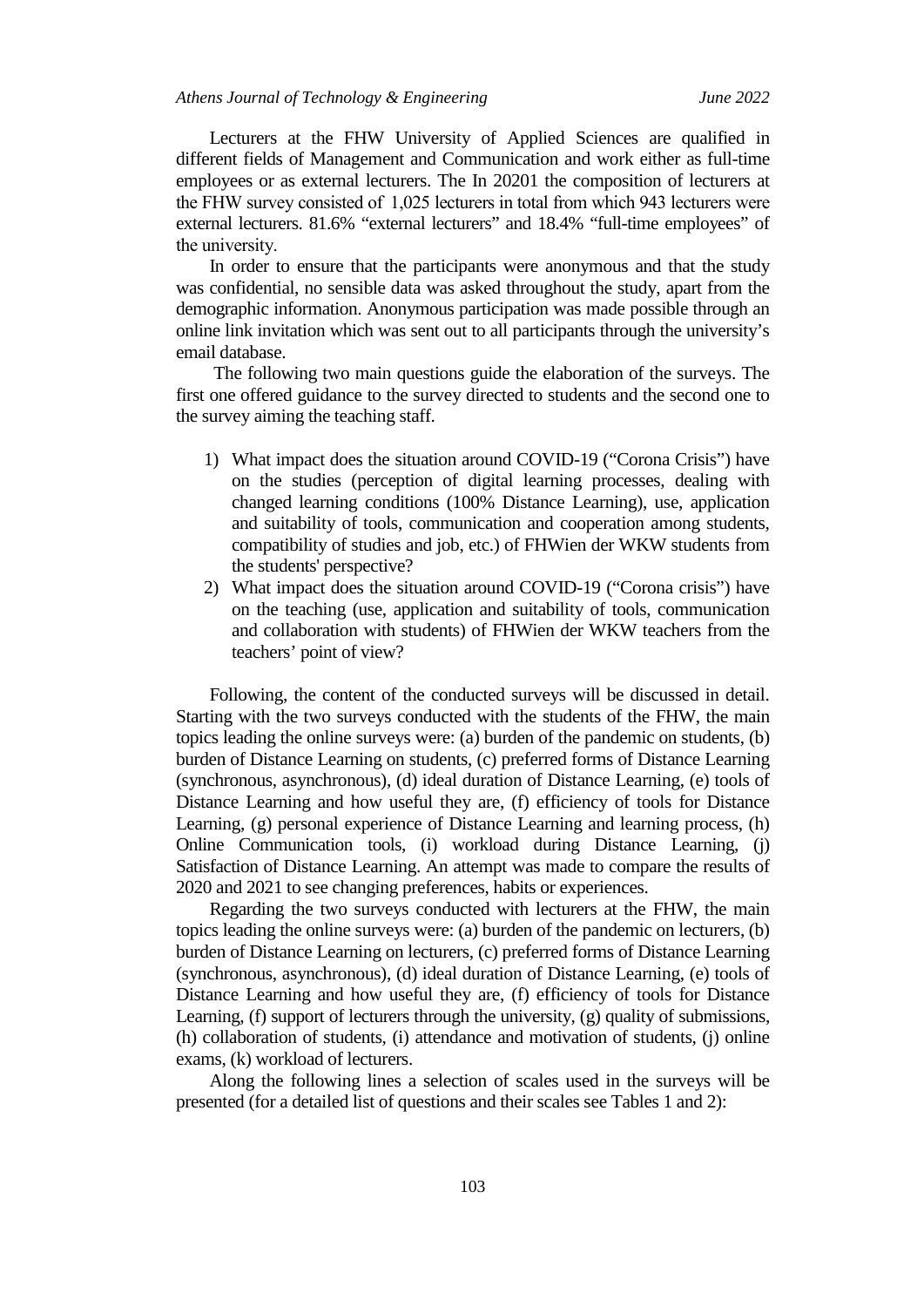Lecturers at the FHW University of Applied Sciences are qualified in different fields of Management and Communication and work either as full-time employees or as external lecturers. The In 20201 the composition of lecturers at the FHW survey consisted of 1,025 lecturers in total from which 943 lecturers were external lecturers. 81.6% "external lecturers" and 18.4% "full-time employees" of the university.

In order to ensure that the participants were anonymous and that the study was confidential, no sensible data was asked throughout the study, apart from the demographic information. Anonymous participation was made possible through an online link invitation which was sent out to all participants through the university's email database.

The following two main questions guide the elaboration of the surveys. The first one offered guidance to the survey directed to students and the second one to the survey aiming the teaching staff.

1) What impact does the situation around COVID-19 ("Corona Crisis") have on the studies (perception of digital learning processes, dealing with changed learning conditions (100% Distance Learning), use, application and suitability of tools, communication and cooperation among students, compatibility of studies and job, etc.) of FHWien der WKW students from the students' perspective?
2) What impact does the situation around COVID-19 ("Corona crisis") have on the teaching (use, application and suitability of tools, communication and collaboration with students) of FHWien der WKW teachers from the teachers' point of view?

Following, the content of the conducted surveys will be discussed in detail. Starting with the two surveys conducted with the students of the FHW, the main topics leading the online surveys were: (a) burden of the pandemic on students, (b) burden of Distance Learning on students, (c) preferred forms of Distance Learning (synchronous, asynchronous), (d) ideal duration of Distance Learning, (e) tools of Distance Learning and how useful they are, (f) efficiency of tools for Distance Learning, (g) personal experience of Distance Learning and learning process, (h) Online Communication tools, (i) workload during Distance Learning, (j) Satisfaction of Distance Learning. An attempt was made to compare the results of 2020 and 2021 to see changing preferences, habits or experiences.

Regarding the two surveys conducted with lecturers at the FHW, the main topics leading the online surveys were: (a) burden of the pandemic on lecturers, (b) burden of Distance Learning on lecturers, (c) preferred forms of Distance Learning (synchronous, asynchronous), (d) ideal duration of Distance Learning, (e) tools of Distance Learning and how useful they are, (f) efficiency of tools for Distance Learning, (f) support of lecturers through the university, (g) quality of submissions, (h) collaboration of students, (i) attendance and motivation of students, (j) online exams, (k) workload of lecturers.

Along the following lines a selection of scales used in the surveys will be presented (for a detailed list of questions and their scales see Tables 1 and 2):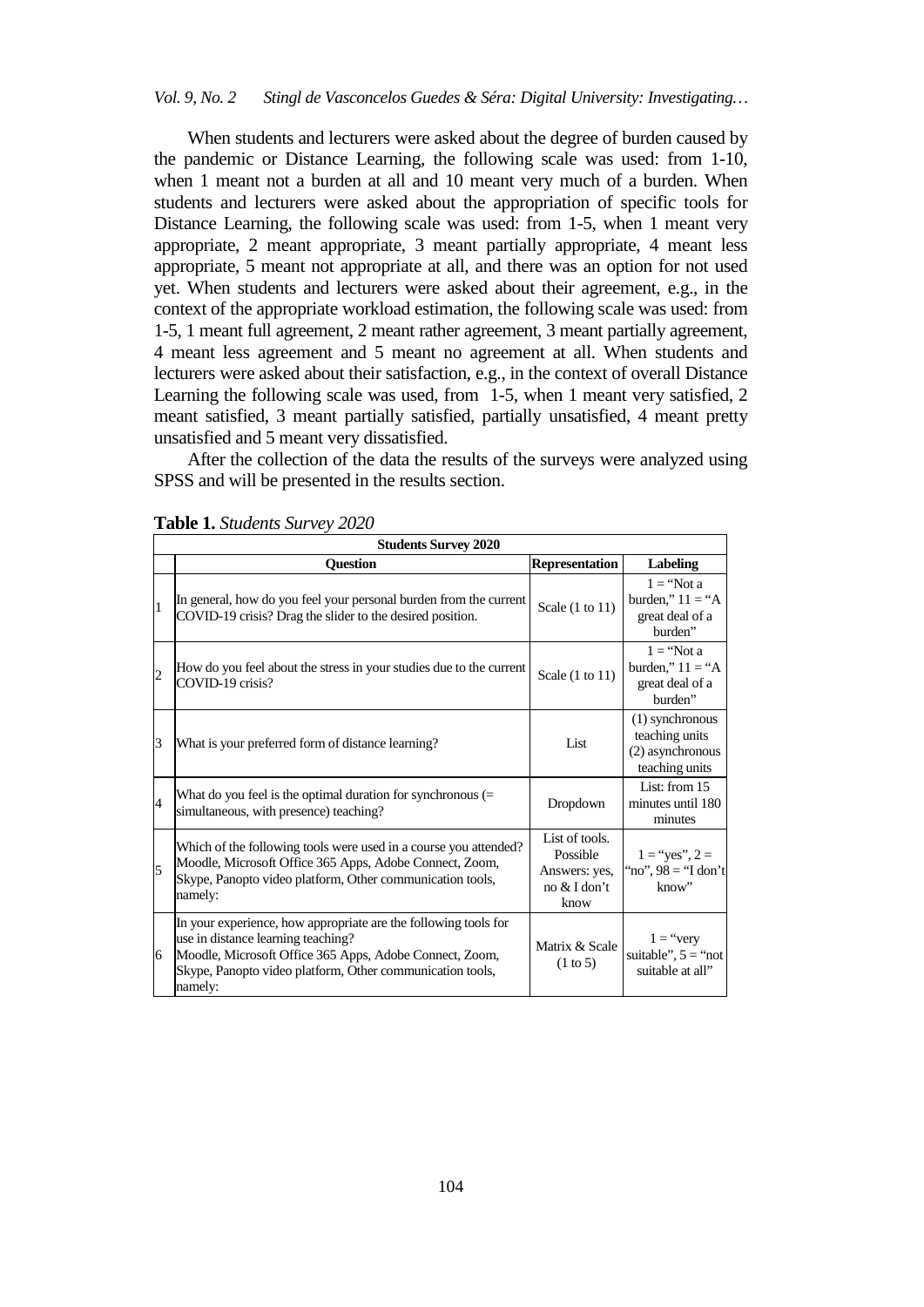When students and lecturers were asked about the degree of burden caused by the pandemic or Distance Learning, the following scale was used: from 1-10, when 1 meant not a burden at all and 10 meant very much of a burden. When students and lecturers were asked about the appropriation of specific tools for Distance Learning, the following scale was used: from 1-5, when 1 meant very appropriate, 2 meant appropriate, 3 meant partially appropriate, 4 meant less appropriate, 5 meant not appropriate at all, and there was an option for not used yet. When students and lecturers were asked about their agreement, e.g., in the context of the appropriate workload estimation, the following scale was used: from 1-5, 1 meant full agreement, 2 meant rather agreement, 3 meant partially agreement, 4 meant less agreement and 5 meant no agreement at all. When students and lecturers were asked about their satisfaction, e.g., in the context of overall Distance Learning the following scale was used, from 1-5, when 1 meant very satisfied, 2 meant satisfied, 3 meant partially satisfied, partially unsatisfied, 4 meant pretty unsatisfied and 5 meant very dissatisfied.

After the collection of the data the results of the surveys were analyzed using SPSS and will be presented in the results section.

**Table 1.** *Students Survey 2020*

| | Students Survey 2020 | | |
|---|---|---|---|
| | **Question** | **Representation** | **Labeling** |
| 1 | In general, how do you feel your personal burden from the current COVID-19 crisis? Drag the slider to the desired position. | Scale (1 to 11) | 1 = "Not a burden," 11 = "A great deal of a burden" |
| 2 | How do you feel about the stress in your studies due to the current COVID-19 crisis? | Scale (1 to 11) | 1 = "Not a burden," 11 = "A great deal of a burden" |
| 3 | What is your preferred form of distance learning? | List | (1) synchronous teaching units (2) asynchronous teaching units |
| 4 | What do you feel is the optimal duration for synchronous (= simultaneous, with presence) teaching? | Dropdown | List: from 15 minutes until 180 minutes |
| 5 | Which of the following tools were used in a course you attended? Moodle, Microsoft Office 365 Apps, Adobe Connect, Zoom, Skype, Panopto video platform, Other communication tools, namely: | List of tools. Possible Answers: yes, no & I don't know | 1 = "yes", 2 = "no", 98 = "I don't know" |
| 6 | In your experience, how appropriate are the following tools for use in distance learning teaching? Moodle, Microsoft Office 365 Apps, Adobe Connect, Zoom, Skype, Panopto video platform, Other communication tools, namely: | Matrix & Scale (1 to 5) | 1 = "very suitable", 5 = "not suitable at all" |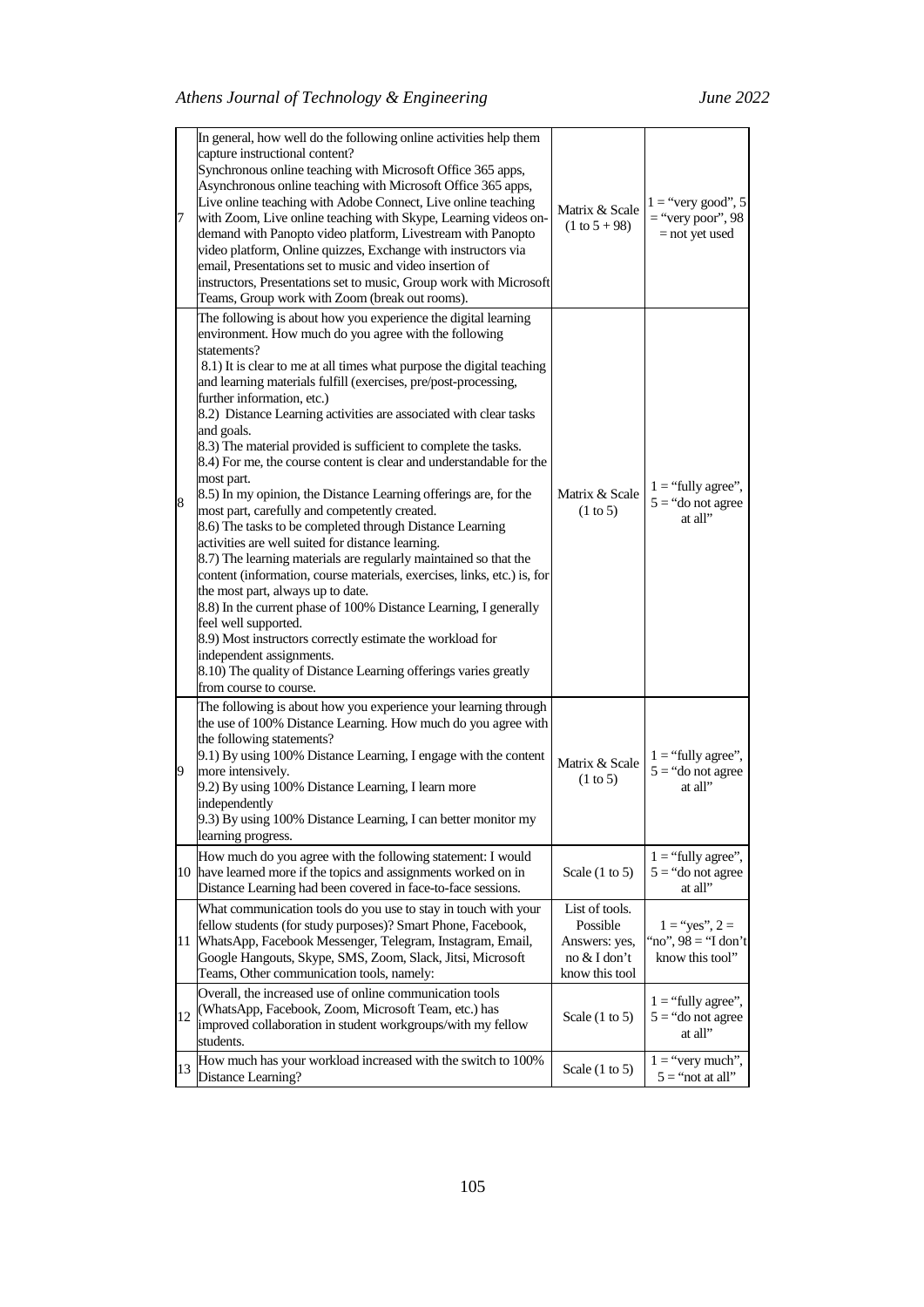| | | | |
|---|---|---|---|
| 7 | In general, how well do the following online activities help them capture instructional content?<br>Synchronous online teaching with Microsoft Office 365 apps, Asynchronous online teaching with Microsoft Office 365 apps, Live online teaching with Adobe Connect, Live online teaching with Zoom, Live online teaching with Skype, Learning videos on-demand with Panopto video platform, Livestream with Panopto video platform, Online quizzes, Exchange with instructors via email, Presentations set to music and video insertion of instructors, Presentations set to music, Group work with Microsoft Teams, Group work with Zoom (break out rooms). | Matrix & Scale (1 to 5 + 98) | 1 = "very good", 5 = "very poor", 98 = not yet used |
| 8 | The following is about how you experience the digital learning environment. How much do you agree with the following statements?<br>8.1) It is clear to me at all times what purpose the digital teaching and learning materials fulfill (exercises, pre/post-processing, further information, etc.)<br>8.2) Distance Learning activities are associated with clear tasks and goals.<br>8.3) The material provided is sufficient to complete the tasks.<br>8.4) For me, the course content is clear and understandable for the most part.<br>8.5) In my opinion, the Distance Learning offerings are, for the most part, carefully and competently created.<br>8.6) The tasks to be completed through Distance Learning activities are well suited for distance learning.<br>8.7) The learning materials are regularly maintained so that the content (information, course materials, exercises, links, etc.) is, for the most part, always up to date.<br>8.8) In the current phase of 100% Distance Learning, I generally feel well supported.<br>8.9) Most instructors correctly estimate the workload for independent assignments.<br>8.10) The quality of Distance Learning offerings varies greatly from course to course. | Matrix & Scale (1 to 5) | 1 = "fully agree", 5 = "do not agree at all" |
| 9 | The following is about how you experience your learning through the use of 100% Distance Learning. How much do you agree with the following statements?<br>9.1) By using 100% Distance Learning, I engage with the content more intensively.<br>9.2) By using 100% Distance Learning, I learn more independently<br>9.3) By using 100% Distance Learning, I can better monitor my learning progress. | Matrix & Scale (1 to 5) | 1 = "fully agree", 5 = "do not agree at all" |
| 10 | How much do you agree with the following statement: I would have learned more if the topics and assignments worked on in Distance Learning had been covered in face-to-face sessions. | Scale (1 to 5) | 1 = "fully agree", 5 = "do not agree at all" |
| 11 | What communication tools do you use to stay in touch with your fellow students (for study purposes)? Smart Phone, Facebook, WhatsApp, Facebook Messenger, Telegram, Instagram, Email, Google Hangouts, Skype, SMS, Zoom, Slack, Jitsi, Microsoft Teams, Other communication tools, namely: | List of tools. Possible Answers: yes, no & I don't know this tool | 1 = "yes", 2 = "no", 98 = "I don't know this tool" |
| 12 | Overall, the increased use of online communication tools (WhatsApp, Facebook, Zoom, Microsoft Team, etc.) has improved collaboration in student workgroups/with my fellow students. | Scale (1 to 5) | 1 = "fully agree", 5 = "do not agree at all" |
| 13 | How much has your workload increased with the switch to 100% Distance Learning? | Scale (1 to 5) | 1 = "very much", 5 = "not at all" |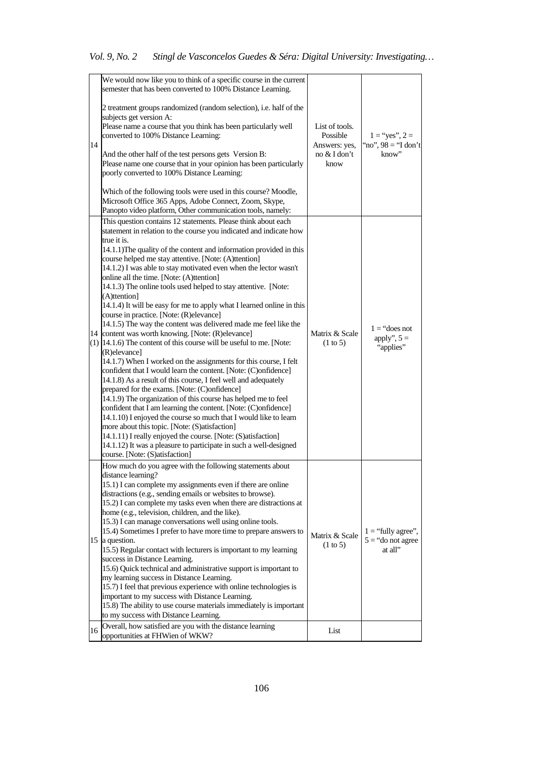| | | | |
|---|---|---|---|
| 14 | We would now like you to think of a specific course in the current semester that has been converted to 100% Distance Learning.<br><br>2 treatment groups randomized (random selection), i.e. half of the subjects get version A:<br>Please name a course that you think has been particularly well converted to 100% Distance Learning:<br><br>And the other half of the test persons gets Version B:<br>Please name one course that in your opinion has been particularly poorly converted to 100% Distance Learning:<br><br>Which of the following tools were used in this course? Moodle, Microsoft Office 365 Apps, Adobe Connect, Zoom, Skype, Panopto video platform, Other communication tools, namely: | List of tools. Possible Answers: yes, no & I don't know | 1 = "yes", 2 = "no", 98 = "I don't know" |
| 14 (1) | This question contains 12 statements. Please think about each statement in relation to the course you indicated and indicate how true it is.<br>14.1.1)The quality of the content and information provided in this course helped me stay attentive. [Note: (A)ttention]<br>14.1.2) I was able to stay motivated even when the lector wasn't online all the time. [Note: (A)ttention]<br>14.1.3) The online tools used helped to stay attentive. [Note: (A)ttention]<br>14.1.4) It will be easy for me to apply what I learned online in this course in practice. [Note: (R)elevance]<br>14.1.5) The way the content was delivered made me feel like the content was worth knowing. [Note: (R)elevance]<br>14.1.6) The content of this course will be useful to me. [Note: (R)elevance]<br>14.1.7) When I worked on the assignments for this course, I felt confident that I would learn the content. [Note: (C)onfidence]<br>14.1.8) As a result of this course, I feel well and adequately prepared for the exams. [Note: (C)onfidence]<br>14.1.9) The organization of this course has helped me to feel confident that I am learning the content. [Note: (C)onfidence]<br>14.1.10) I enjoyed the course so much that I would like to learn more about this topic. [Note: (S)atisfaction]<br>14.1.11) I really enjoyed the course. [Note: (S)atisfaction]<br>14.1.12) It was a pleasure to participate in such a well-designed course. [Note: (S)atisfaction] | Matrix & Scale (1 to 5) | 1 = "does not apply", 5 = "applies" |
| 15 | How much do you agree with the following statements about distance learning?<br>15.1) I can complete my assignments even if there are online distractions (e.g., sending emails or websites to browse).<br>15.2) I can complete my tasks even when there are distractions at home (e.g., television, children, and the like).<br>15.3) I can manage conversations well using online tools.<br>15.4) Sometimes I prefer to have more time to prepare answers to a question.<br>15.5) Regular contact with lecturers is important to my learning success in Distance Learning.<br>15.6) Quick technical and administrative support is important to my learning success in Distance Learning.<br>15.7) I feel that previous experience with online technologies is important to my success with Distance Learning.<br>15.8) The ability to use course materials immediately is important to my success with Distance Learning. | Matrix & Scale (1 to 5) | 1 = "fully agree", 5 = "do not agree at all" |
| 16 | Overall, how satisfied are you with the distance learning opportunities at FHWien of WKW? | List | |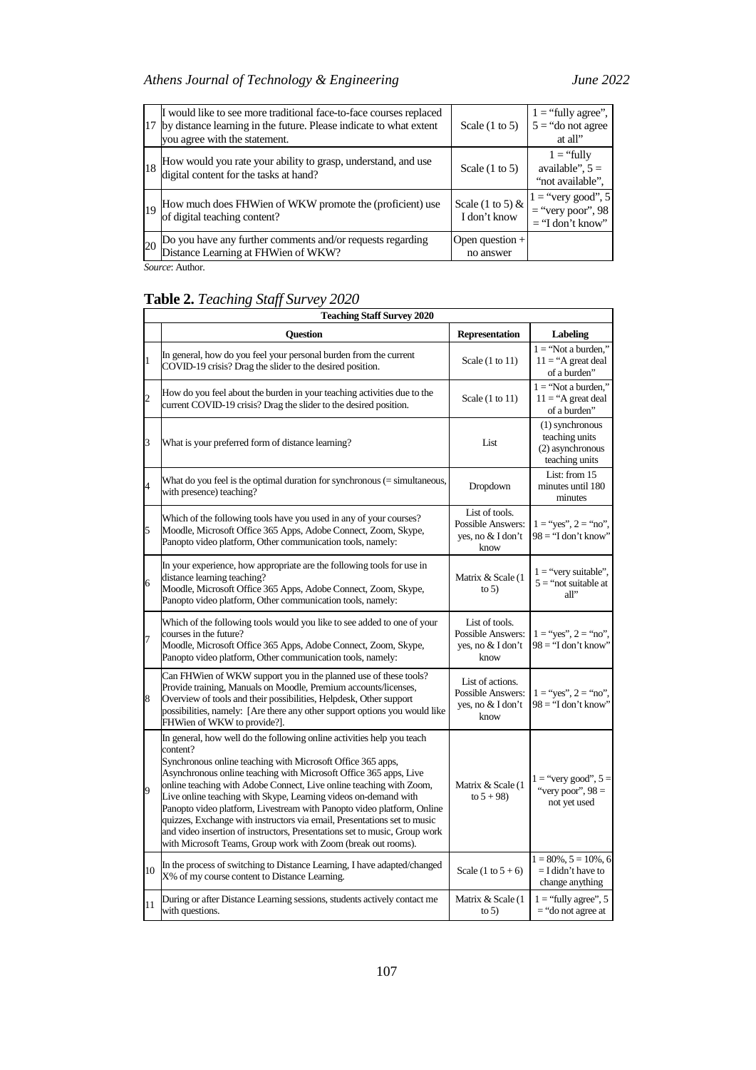| | | | |
|---|---|---|---|
| 17 | I would like to see more traditional face-to-face courses replaced by distance learning in the future. Please indicate to what extent you agree with the statement. | Scale (1 to 5) | 1 = "fully agree", 5 = "do not agree at all" |
| 18 | How would you rate your ability to grasp, understand, and use digital content for the tasks at hand? | Scale (1 to 5) | 1 = "fully available", 5 = "not available", |
| 19 | How much does FHWien of WKW promote the (proficient) use of digital teaching content? | Scale (1 to 5) & I don't know | 1 = "very good", 5 = "very poor", 98 = "I don't know" |
| 20 | Do you have any further comments and/or requests regarding Distance Learning at FHWien of WKW? | Open question + no answer | |

*Source*: Author.

**Table 2.** *Teaching Staff Survey 2020*

| Teaching Staff Survey 2020 | | | |
|---|---|---|---|
| | **Question** | **Representation** | **Labeling** |
| 1 | In general, how do you feel your personal burden from the current COVID-19 crisis? Drag the slider to the desired position. | Scale (1 to 11) | 1 = "Not a burden," 11 = "A great deal of a burden" |
| 2 | How do you feel about the burden in your teaching activities due to the current COVID-19 crisis? Drag the slider to the desired position. | Scale (1 to 11) | 1 = "Not a burden," 11 = "A great deal of a burden" |
| 3 | What is your preferred form of distance learning? | List | (1) synchronous teaching units (2) asynchronous teaching units |
| 4 | What do you feel is the optimal duration for synchronous (= simultaneous, with presence) teaching? | Dropdown | List: from 15 minutes until 180 minutes |
| 5 | Which of the following tools have you used in any of your courses? Moodle, Microsoft Office 365 Apps, Adobe Connect, Zoom, Skype, Panopto video platform, Other communication tools, namely: | List of tools. Possible Answers: yes, no & I don't know | 1 = "yes", 2 = "no", 98 = "I don't know" |
| 6 | In your experience, how appropriate are the following tools for use in distance learning teaching? Moodle, Microsoft Office 365 Apps, Adobe Connect, Zoom, Skype, Panopto video platform, Other communication tools, namely: | Matrix & Scale (1 to 5) | 1 = "very suitable", 5 = "not suitable at all" |
| 7 | Which of the following tools would you like to see added to one of your courses in the future? Moodle, Microsoft Office 365 Apps, Adobe Connect, Zoom, Skype, Panopto video platform, Other communication tools, namely: | List of tools. Possible Answers: yes, no & I don't know | 1 = "yes", 2 = "no", 98 = "I don't know" |
| 8 | Can FHWien of WKW support you in the planned use of these tools? Provide training, Manuals on Moodle, Premium accounts/licenses, Overview of tools and their possibilities, Helpdesk, Other support possibilities, namely: [Are there any other support options you would like FHWien of WKW to provide?]. | List of actions. Possible Answers: yes, no & I don't know | 1 = "yes", 2 = "no", 98 = "I don't know" |
| 9 | In general, how well do the following online activities help you teach content? Synchronous online teaching with Microsoft Office 365 apps, Asynchronous online teaching with Microsoft Office 365 apps, Live online teaching with Adobe Connect, Live online teaching with Zoom, Live online teaching with Skype, Learning videos on-demand with Panopto video platform, Livestream with Panopto video platform, Online quizzes, Exchange with instructors via email, Presentations set to music and video insertion of instructors, Presentations set to music, Group work with Microsoft Teams, Group work with Zoom (break out rooms). | Matrix & Scale (1 to 5 + 98) | 1 = "very good", 5 = "very poor", 98 = not yet used |
| 10 | In the process of switching to Distance Learning, I have adapted/changed X% of my course content to Distance Learning. | Scale (1 to 5 + 6) | 1 = 80%, 5 = 10%, 6 = I didn't have to change anything |
| 11 | During or after Distance Learning sessions, students actively contact me with questions. | Matrix & Scale (1 to 5) | 1 = "fully agree", 5 = "do not agree at |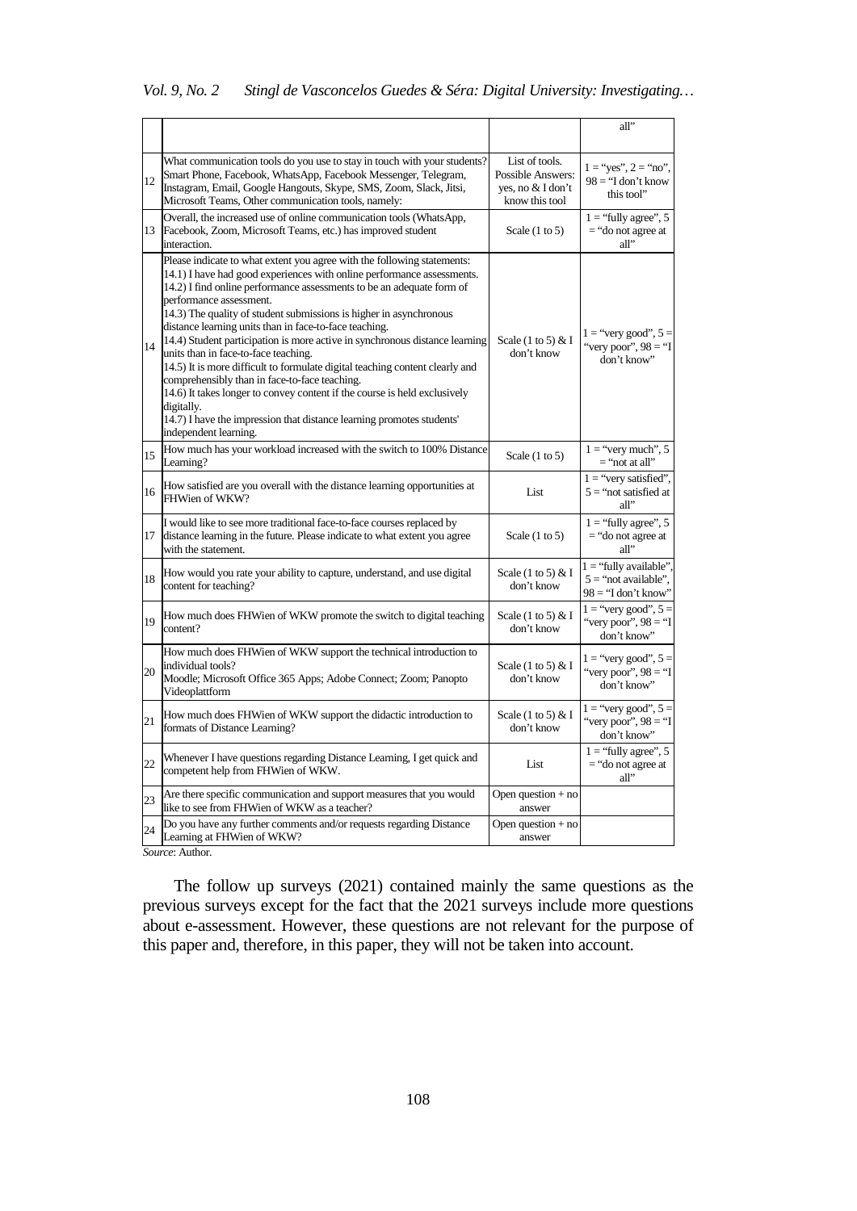| | | | |
|---|---|---|---|
| | | | all” |
| 12 | What communication tools do you use to stay in touch with your students? Smart Phone, Facebook, WhatsApp, Facebook Messenger, Telegram, Instagram, Email, Google Hangouts, Skype, SMS, Zoom, Slack, Jitsi, Microsoft Teams, Other communication tools, namely: | List of tools. Possible Answers: yes, no & I don’t know this tool | 1 = “yes”, 2 = “no”, 98 = “I don’t know this tool” |
| 13 | Overall, the increased use of online communication tools (WhatsApp, Facebook, Zoom, Microsoft Teams, etc.) has improved student interaction. | Scale (1 to 5) | 1 = “fully agree”, 5 = “do not agree at all” |
| 14 | Please indicate to what extent you agree with the following statements:<br>14.1) I have had good experiences with online performance assessments.<br>14.2) I find online performance assessments to be an adequate form of performance assessment.<br>14.3) The quality of student submissions is higher in asynchronous distance learning units than in face-to-face teaching.<br>14.4) Student participation is more active in synchronous distance learning units than in face-to-face teaching.<br>14.5) It is more difficult to formulate digital teaching content clearly and comprehensibly than in face-to-face teaching.<br>14.6) It takes longer to convey content if the course is held exclusively digitally.<br>14.7) I have the impression that distance learning promotes students' independent learning. | Scale (1 to 5) & I don’t know | 1 = “very good”, 5 = “very poor”, 98 = “I don’t know” |
| 15 | How much has your workload increased with the switch to 100% Distance Learning? | Scale (1 to 5) | 1 = “very much”, 5 = “not at all” |
| 16 | How satisfied are you overall with the distance learning opportunities at FHWien of WKW? | List | 1 = “very satisfied”, 5 = “not satisfied at all” |
| 17 | I would like to see more traditional face-to-face courses replaced by distance learning in the future. Please indicate to what extent you agree with the statement. | Scale (1 to 5) | 1 = “fully agree”, 5 = “do not agree at all” |
| 18 | How would you rate your ability to capture, understand, and use digital content for teaching? | Scale (1 to 5) & I don’t know | 1 = “fully available”, 5 = “not available”, 98 = “I don’t know” |
| 19 | How much does FHWien of WKW promote the switch to digital teaching content? | Scale (1 to 5) & I don’t know | 1 = “very good”, 5 = “very poor”, 98 = “I don’t know” |
| 20 | How much does FHWien of WKW support the technical introduction to individual tools?<br>Moodle; Microsoft Office 365 Apps; Adobe Connect; Zoom; Panopto Videoplattform | Scale (1 to 5) & I don’t know | 1 = “very good”, 5 = “very poor”, 98 = “I don’t know” |
| 21 | How much does FHWien of WKW support the didactic introduction to formats of Distance Learning? | Scale (1 to 5) & I don’t know | 1 = “very good”, 5 = “very poor”, 98 = “I don’t know” |
| 22 | Whenever I have questions regarding Distance Learning, I get quick and competent help from FHWien of WKW. | List | 1 = “fully agree”, 5 = “do not agree at all” |
| 23 | Are there specific communication and support measures that you would like to see from FHWien of WKW as a teacher? | Open question + no answer | |
| 24 | Do you have any further comments and/or requests regarding Distance Learning at FHWien of WKW? | Open question + no answer | |

*Source*: Author.

The follow up surveys (2021) contained mainly the same questions as the previous surveys except for the fact that the 2021 surveys include more questions about e-assessment. However, these questions are not relevant for the purpose of this paper and, therefore, in this paper, they will not be taken into account.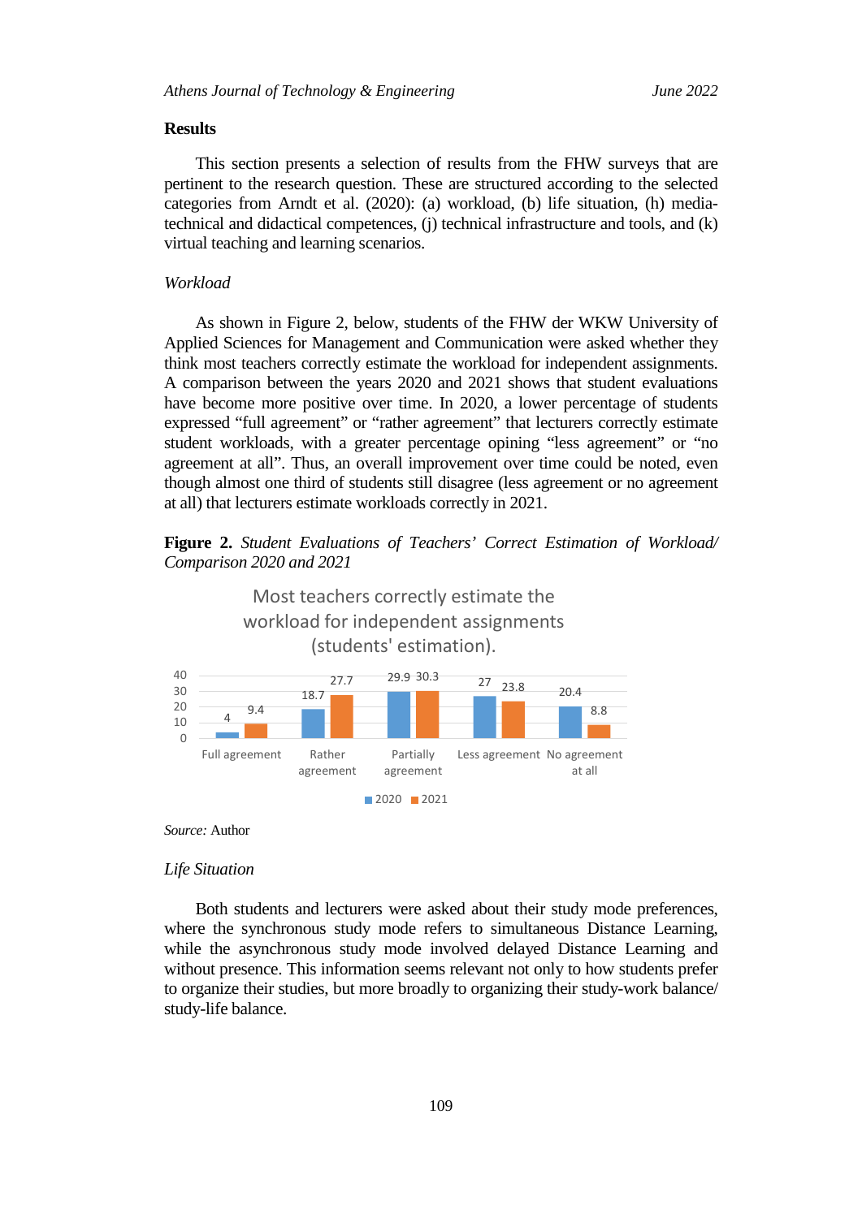## Results

This section presents a selection of results from the FHW surveys that are pertinent to the research question. These are structured according to the selected categories from Arndt et al. (2020): (a) workload, (b) life situation, (h) media-technical and didactical competences, (j) technical infrastructure and tools, and (k) virtual teaching and learning scenarios.

### *Workload*

As shown in Figure 2, below, students of the FHW der WKW University of Applied Sciences for Management and Communication were asked whether they think most teachers correctly estimate the workload for independent assignments. A comparison between the years 2020 and 2021 shows that student evaluations have become more positive over time. In 2020, a lower percentage of students expressed "full agreement" or "rather agreement" that lecturers correctly estimate student workloads, with a greater percentage opining "less agreement" or "no agreement at all". Thus, an overall improvement over time could be noted, even though almost one third of students still disagree (less agreement or no agreement at all) that lecturers estimate workloads correctly in 2021.

**Figure 2.** *Student Evaluations of Teachers' Correct Estimation of Workload/ Comparison 2020 and 2021*

Most teachers correctly estimate the workload for independent assignments (students' estimation).

| | Full agreement | Rather agreement | Partially agreement | Less agreement | No agreement at all |
|---|---|---|---|---|---|
| 2020 | 4 | 18.7 | 29.9 | 27 | 20.4 |
| 2021 | 9.4 | 27.7 | 30.3 | 23.8 | 8.8 |

*Source:* Author

### *Life Situation*

Both students and lecturers were asked about their study mode preferences, where the synchronous study mode refers to simultaneous Distance Learning, while the asynchronous study mode involved delayed Distance Learning and without presence. This information seems relevant not only to how students prefer to organize their studies, but more broadly to organizing their study-work balance/ study-life balance.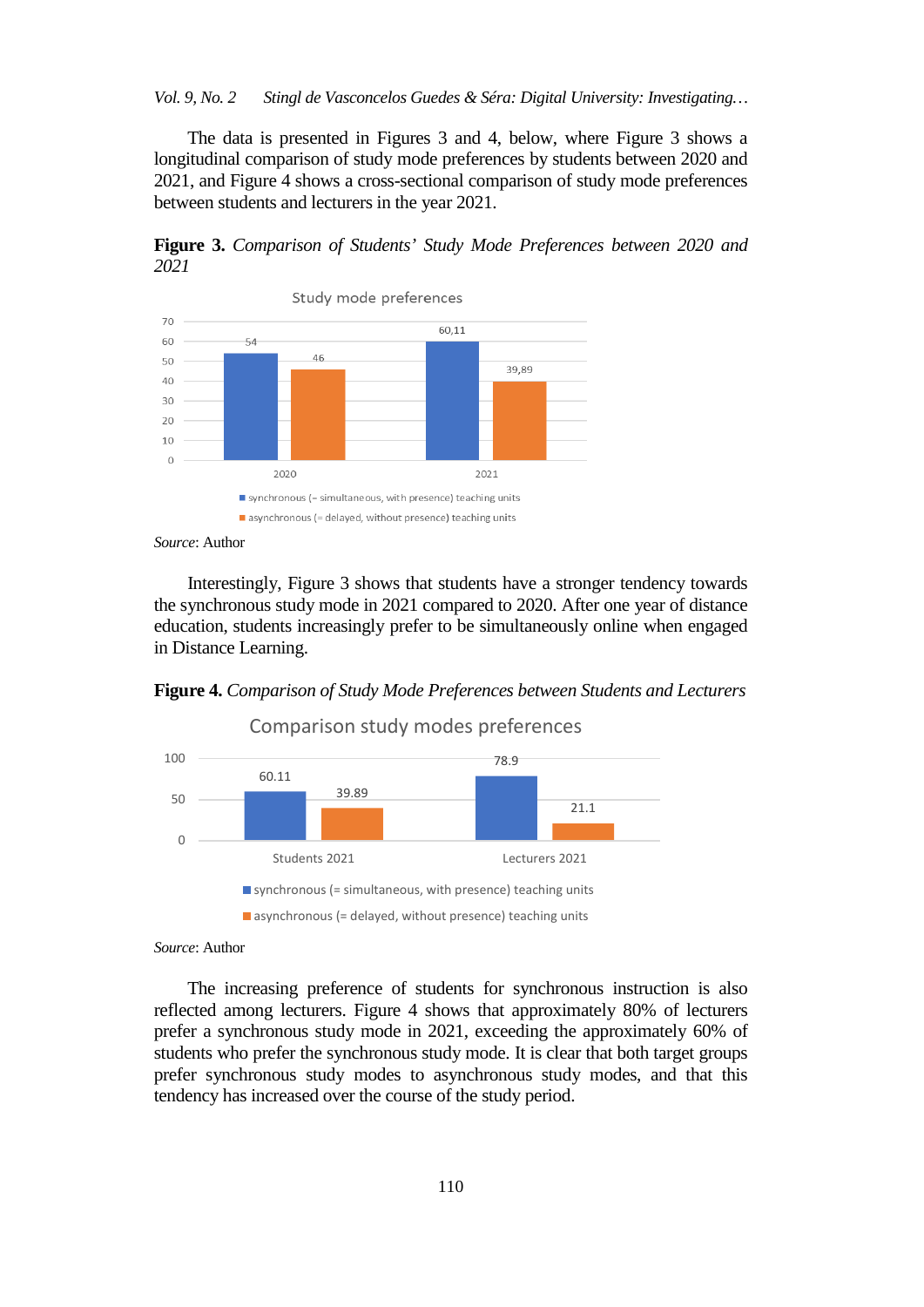The data is presented in Figures 3 and 4, below, where Figure 3 shows a longitudinal comparison of study mode preferences by students between 2020 and 2021, and Figure 4 shows a cross-sectional comparison of study mode preferences between students and lecturers in the year 2021.

**Figure 3.** *Comparison of Students' Study Mode Preferences between 2020 and 2021*

*Source*: Author

Interestingly, Figure 3 shows that students have a stronger tendency towards the synchronous study mode in 2021 compared to 2020. After one year of distance education, students increasingly prefer to be simultaneously online when engaged in Distance Learning.

**Figure 4.** *Comparison of Study Mode Preferences between Students and Lecturers*

*Source*: Author

The increasing preference of students for synchronous instruction is also reflected among lecturers. Figure 4 shows that approximately 80% of lecturers prefer a synchronous study mode in 2021, exceeding the approximately 60% of students who prefer the synchronous study mode. It is clear that both target groups prefer synchronous study modes to asynchronous study modes, and that this tendency has increased over the course of the study period.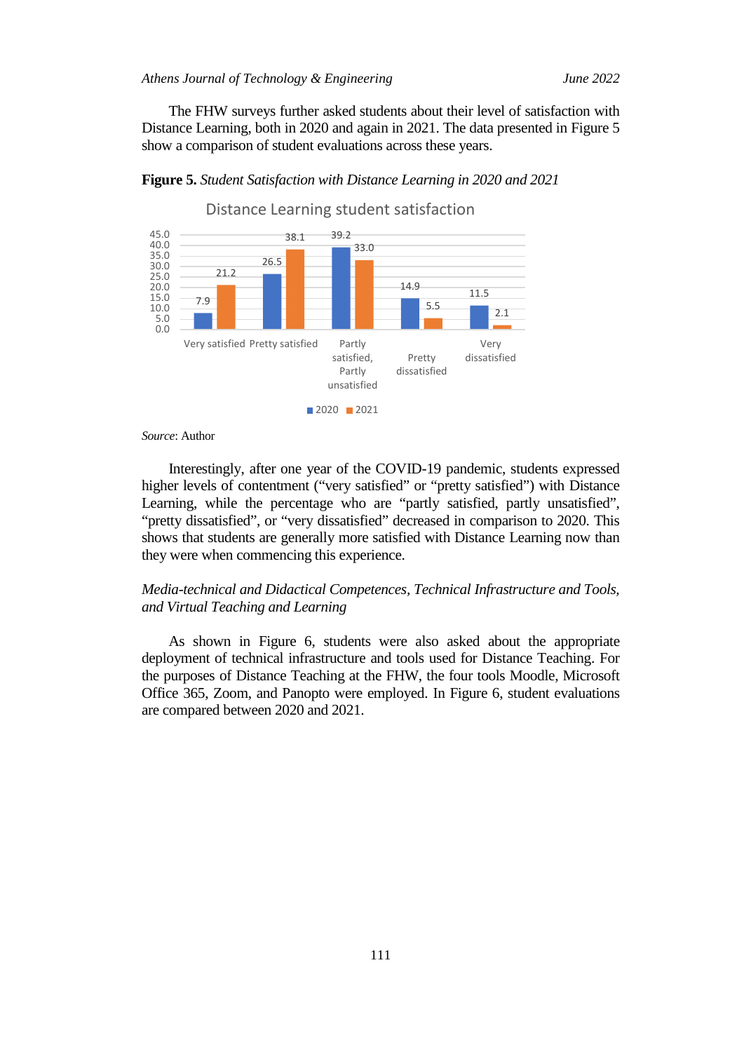The FHW surveys further asked students about their level of satisfaction with Distance Learning, both in 2020 and again in 2021. The data presented in Figure 5 show a comparison of student evaluations across these years.

**Figure 5.** *Student Satisfaction with Distance Learning in 2020 and 2021*

*Source*: Author

Interestingly, after one year of the COVID-19 pandemic, students expressed higher levels of contentment ("very satisfied" or "pretty satisfied") with Distance Learning, while the percentage who are "partly satisfied, partly unsatisfied", "pretty dissatisfied", or "very dissatisfied" decreased in comparison to 2020. This shows that students are generally more satisfied with Distance Learning now than they were when commencing this experience.

*Media-technical and Didactical Competences, Technical Infrastructure and Tools, and Virtual Teaching and Learning*

As shown in Figure 6, students were also asked about the appropriate deployment of technical infrastructure and tools used for Distance Teaching. For the purposes of Distance Teaching at the FHW, the four tools Moodle, Microsoft Office 365, Zoom, and Panopto were employed. In Figure 6, student evaluations are compared between 2020 and 2021.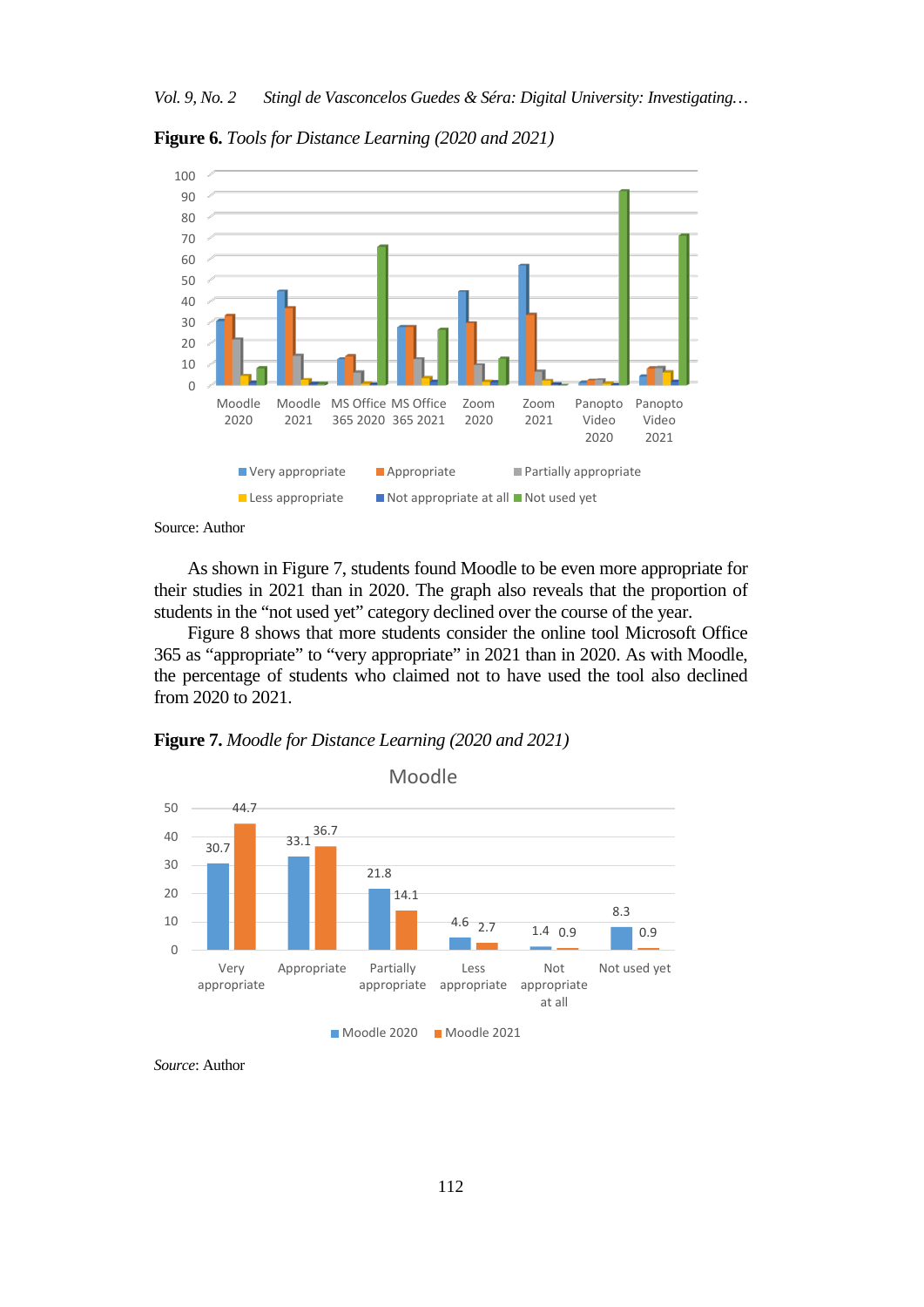**Figure 6.** *Tools for Distance Learning (2020 and 2021)*

Source: Author

As shown in Figure 7, students found Moodle to be even more appropriate for their studies in 2021 than in 2020. The graph also reveals that the proportion of students in the “not used yet” category declined over the course of the year.

Figure 8 shows that more students consider the online tool Microsoft Office 365 as “appropriate” to “very appropriate” in 2021 than in 2020. As with Moodle, the percentage of students who claimed not to have used the tool also declined from 2020 to 2021.

**Figure 7.** *Moodle for Distance Learning (2020 and 2021)*

*Source*: Author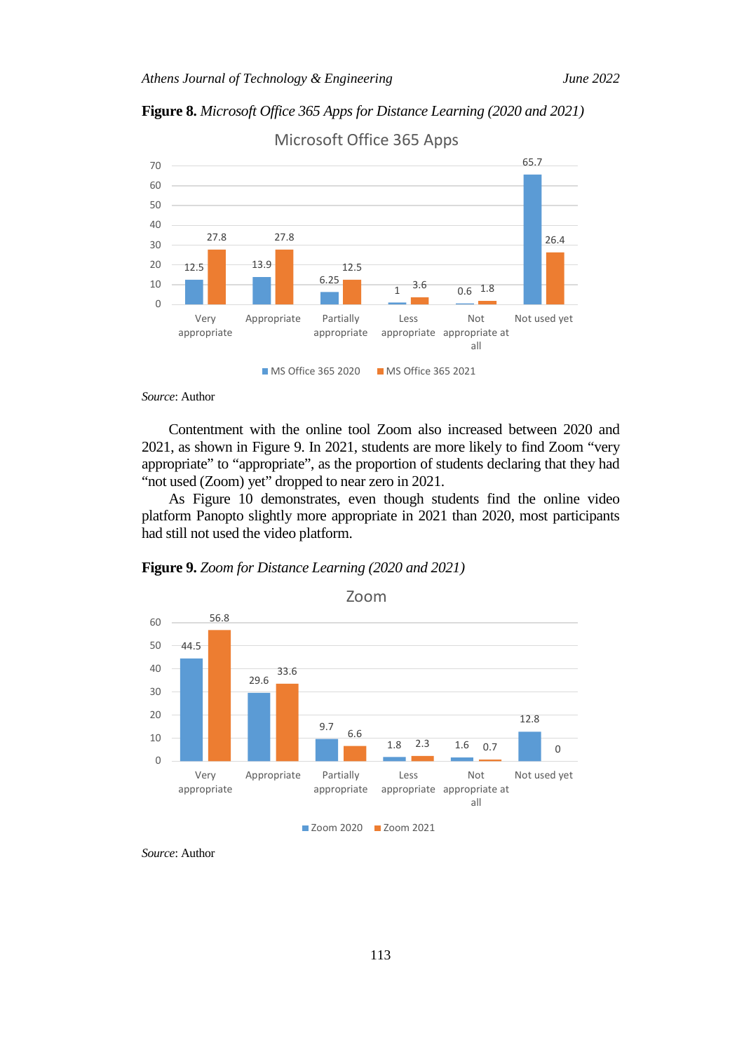**Figure 8.** *Microsoft Office 365 Apps for Distance Learning (2020 and 2021)*

| | Very appropriate | Appropriate | Partially appropriate | Less appropriate | Not appropriate at all | Not used yet |
|---|---|---|---|---|---|---|
| MS Office 365 2020 | 12.5 | 13.9 | 6.25 | 1 | 0.6 | 65.7 |
| MS Office 365 2021 | 27.8 | 27.8 | 12.5 | 3.6 | 1.8 | 26.4 |

*Source*: Author

Contentment with the online tool Zoom also increased between 2020 and 2021, as shown in Figure 9. In 2021, students are more likely to find Zoom "very appropriate" to "appropriate", as the proportion of students declaring that they had "not used (Zoom) yet" dropped to near zero in 2021.

As Figure 10 demonstrates, even though students find the online video platform Panopto slightly more appropriate in 2021 than 2020, most participants had still not used the video platform.

**Figure 9.** *Zoom for Distance Learning (2020 and 2021)*

| | Very appropriate | Appropriate | Partially appropriate | Less appropriate | Not appropriate at all | Not used yet |
|---|---|---|---|---|---|---|
| Zoom 2020 | 44.5 | 29.6 | 9.7 | 1.8 | 1.6 | 12.8 |
| Zoom 2021 | 56.8 | 33.6 | 6.6 | 2.3 | 0.7 | 0 |

*Source*: Author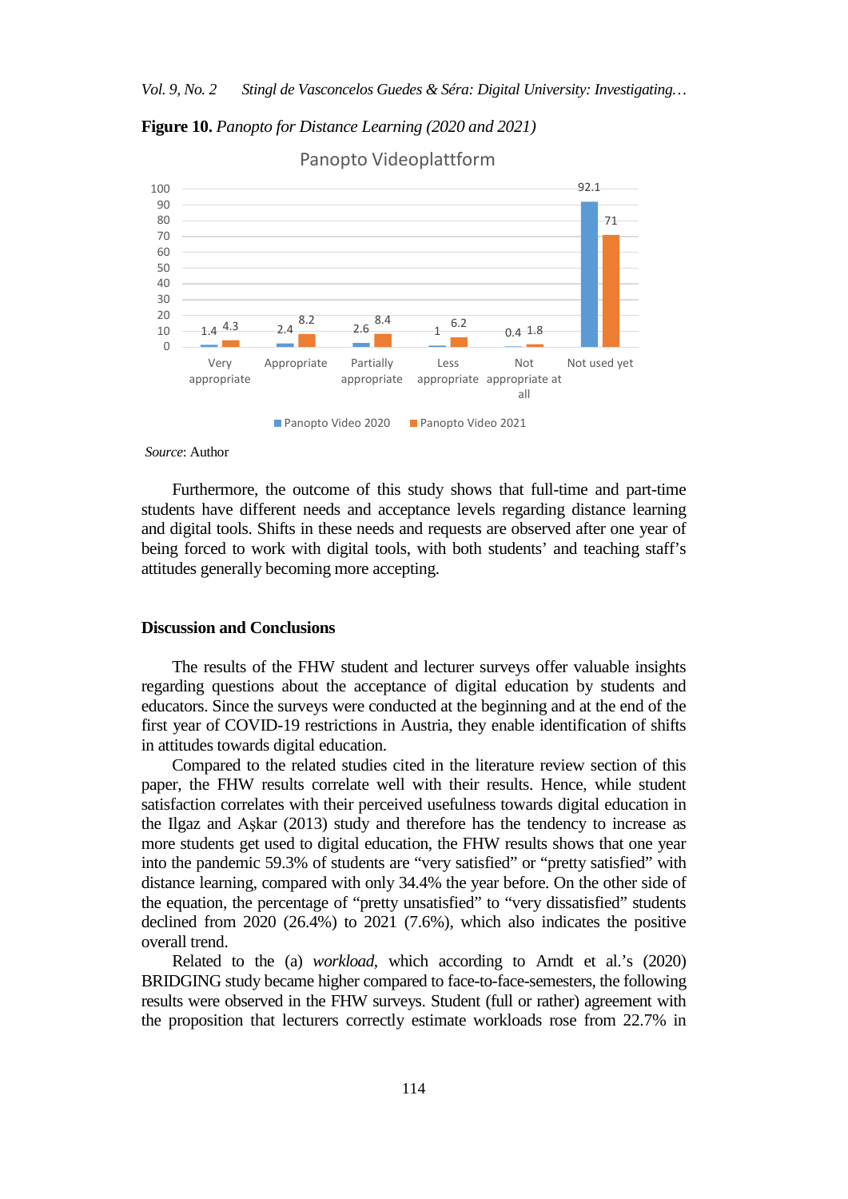**Figure 10.** *Panopto for Distance Learning (2020 and 2021)*

| | Panopto Video 2020 | Panopto Video 2021 |
|---|---|---|
| Very appropriate | 1.4 | 4.3 |
| Appropriate | 2.4 | 8.2 |
| Partially appropriate | 2.6 | 8.4 |
| Less appropriate | 1 | 6.2 |
| Not appropriate at all | 0.4 | 1.8 |
| Not used yet | 92.1 | 71 |

*Source*: Author

Furthermore, the outcome of this study shows that full-time and part-time students have different needs and acceptance levels regarding distance learning and digital tools. Shifts in these needs and requests are observed after one year of being forced to work with digital tools, with both students' and teaching staff's attitudes generally becoming more accepting.

## Discussion and Conclusions

The results of the FHW student and lecturer surveys offer valuable insights regarding questions about the acceptance of digital education by students and educators. Since the surveys were conducted at the beginning and at the end of the first year of COVID-19 restrictions in Austria, they enable identification of shifts in attitudes towards digital education.

Compared to the related studies cited in the literature review section of this paper, the FHW results correlate well with their results. Hence, while student satisfaction correlates with their perceived usefulness towards digital education in the Ilgaz and Aşkar (2013) study and therefore has the tendency to increase as more students get used to digital education, the FHW results shows that one year into the pandemic 59.3% of students are "very satisfied" or "pretty satisfied" with distance learning, compared with only 34.4% the year before. On the other side of the equation, the percentage of "pretty unsatisfied" to "very dissatisfied" students declined from 2020 (26.4%) to 2021 (7.6%), which also indicates the positive overall trend.

Related to the (a) *workload*, which according to Arndt et al.'s (2020) BRIDGING study became higher compared to face-to-face-semesters, the following results were observed in the FHW surveys. Student (full or rather) agreement with the proposition that lecturers correctly estimate workloads rose from 22.7% in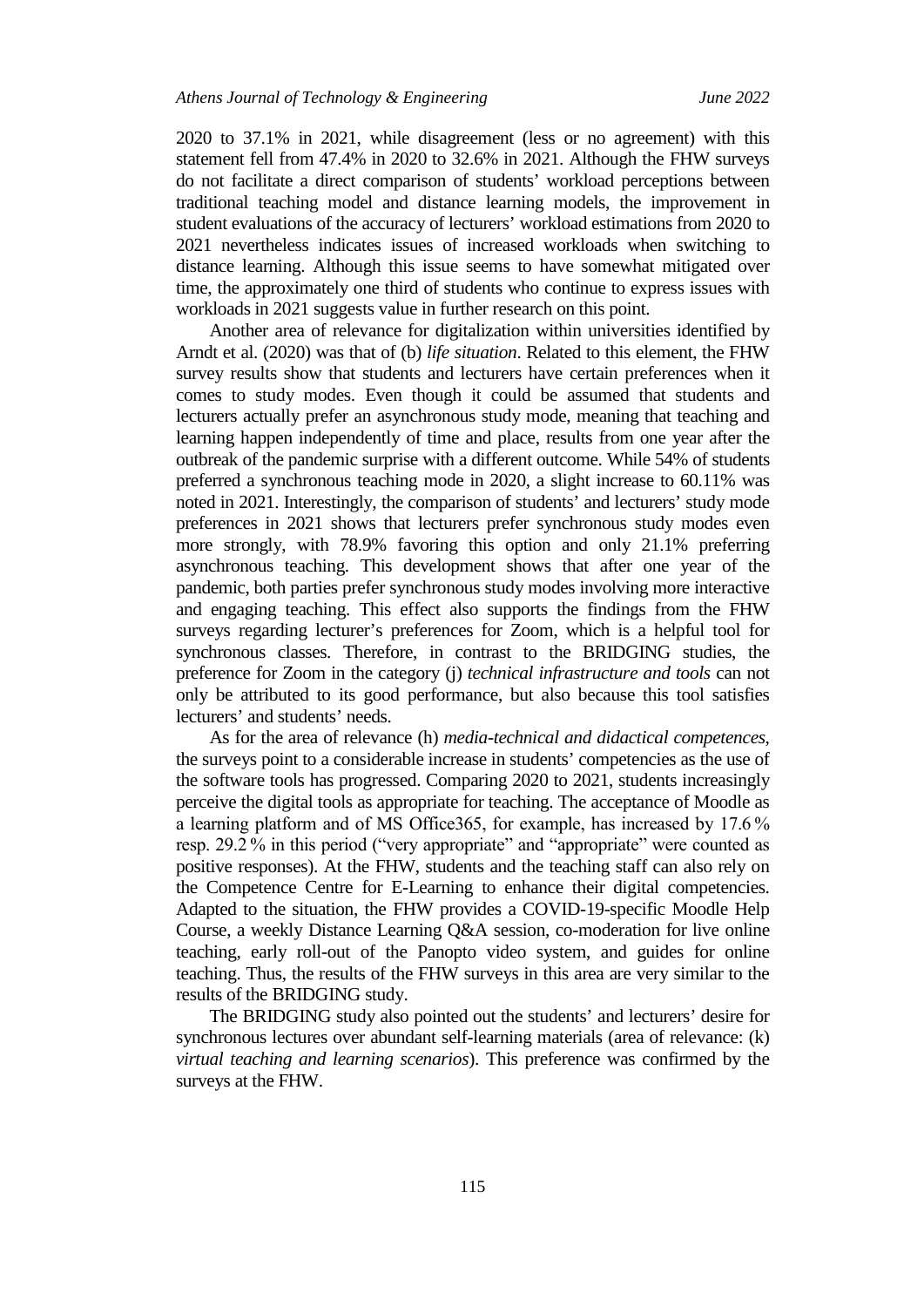2020 to 37.1% in 2021, while disagreement (less or no agreement) with this statement fell from 47.4% in 2020 to 32.6% in 2021. Although the FHW surveys do not facilitate a direct comparison of students' workload perceptions between traditional teaching model and distance learning models, the improvement in student evaluations of the accuracy of lecturers' workload estimations from 2020 to 2021 nevertheless indicates issues of increased workloads when switching to distance learning. Although this issue seems to have somewhat mitigated over time, the approximately one third of students who continue to express issues with workloads in 2021 suggests value in further research on this point.

Another area of relevance for digitalization within universities identified by Arndt et al. (2020) was that of (b) *life situation*. Related to this element, the FHW survey results show that students and lecturers have certain preferences when it comes to study modes. Even though it could be assumed that students and lecturers actually prefer an asynchronous study mode, meaning that teaching and learning happen independently of time and place, results from one year after the outbreak of the pandemic surprise with a different outcome. While 54% of students preferred a synchronous teaching mode in 2020, a slight increase to 60.11% was noted in 2021. Interestingly, the comparison of students' and lecturers' study mode preferences in 2021 shows that lecturers prefer synchronous study modes even more strongly, with 78.9% favoring this option and only 21.1% preferring asynchronous teaching. This development shows that after one year of the pandemic, both parties prefer synchronous study modes involving more interactive and engaging teaching. This effect also supports the findings from the FHW surveys regarding lecturer's preferences for Zoom, which is a helpful tool for synchronous classes. Therefore, in contrast to the BRIDGING studies, the preference for Zoom in the category (j) *technical infrastructure and tools* can not only be attributed to its good performance, but also because this tool satisfies lecturers' and students' needs.

As for the area of relevance (h) *media-technical and didactical competences*, the surveys point to a considerable increase in students' competencies as the use of the software tools has progressed. Comparing 2020 to 2021, students increasingly perceive the digital tools as appropriate for teaching. The acceptance of Moodle as a learning platform and of MS Office365, for example, has increased by 17.6 % resp. 29.2 % in this period ("very appropriate" and "appropriate" were counted as positive responses). At the FHW, students and the teaching staff can also rely on the Competence Centre for E-Learning to enhance their digital competencies. Adapted to the situation, the FHW provides a COVID-19-specific Moodle Help Course, a weekly Distance Learning Q&A session, co-moderation for live online teaching, early roll-out of the Panopto video system, and guides for online teaching. Thus, the results of the FHW surveys in this area are very similar to the results of the BRIDGING study.

The BRIDGING study also pointed out the students' and lecturers' desire for synchronous lectures over abundant self-learning materials (area of relevance: (k) *virtual teaching and learning scenarios*). This preference was confirmed by the surveys at the FHW.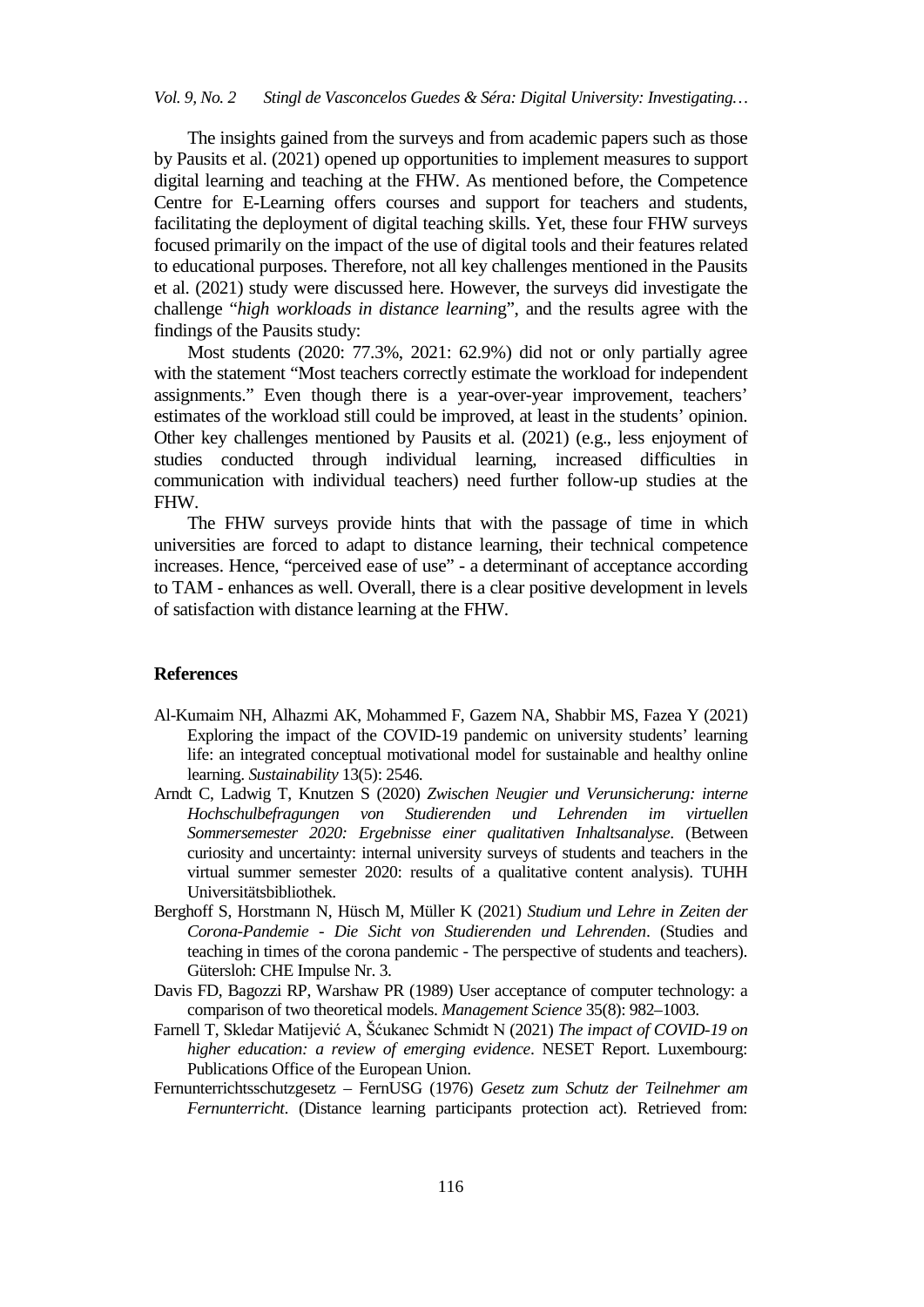The insights gained from the surveys and from academic papers such as those by Pausits et al. (2021) opened up opportunities to implement measures to support digital learning and teaching at the FHW. As mentioned before, the Competence Centre for E-Learning offers courses and support for teachers and students, facilitating the deployment of digital teaching skills. Yet, these four FHW surveys focused primarily on the impact of the use of digital tools and their features related to educational purposes. Therefore, not all key challenges mentioned in the Pausits et al. (2021) study were discussed here. However, the surveys did investigate the challenge "*high workloads in distance learning*", and the results agree with the findings of the Pausits study:

Most students (2020: 77.3%, 2021: 62.9%) did not or only partially agree with the statement "Most teachers correctly estimate the workload for independent assignments." Even though there is a year-over-year improvement, teachers' estimates of the workload still could be improved, at least in the students' opinion. Other key challenges mentioned by Pausits et al. (2021) (e.g., less enjoyment of studies conducted through individual learning, increased difficulties in communication with individual teachers) need further follow-up studies at the FHW.

The FHW surveys provide hints that with the passage of time in which universities are forced to adapt to distance learning, their technical competence increases. Hence, "perceived ease of use" - a determinant of acceptance according to TAM - enhances as well. Overall, there is a clear positive development in levels of satisfaction with distance learning at the FHW.

## References

Al-Kumaim NH, Alhazmi AK, Mohammed F, Gazem NA, Shabbir MS, Fazea Y (2021) Exploring the impact of the COVID-19 pandemic on university students' learning life: an integrated conceptual motivational model for sustainable and healthy online learning. *Sustainability* 13(5): 2546.

Arndt C, Ladwig T, Knutzen S (2020) *Zwischen Neugier und Verunsicherung: interne Hochschulbefragungen von Studierenden und Lehrenden im virtuellen Sommersemester 2020: Ergebnisse einer qualitativen Inhaltsanalyse*. (Between curiosity and uncertainty: internal university surveys of students and teachers in the virtual summer semester 2020: results of a qualitative content analysis). TUHH Universitätsbibliothek.

Berghoff S, Horstmann N, Hüsch M, Müller K (2021) *Studium und Lehre in Zeiten der Corona-Pandemie - Die Sicht von Studierenden und Lehrenden*. (Studies and teaching in times of the corona pandemic - The perspective of students and teachers). Gütersloh: CHE Impulse Nr. 3.

Davis FD, Bagozzi RP, Warshaw PR (1989) User acceptance of computer technology: a comparison of two theoretical models. *Management Science* 35(8): 982–1003.

Farnell T, Skledar Matijević A, Šćukanec Schmidt N (2021) *The impact of COVID-19 on higher education: a review of emerging evidence*. NESET Report. Luxembourg: Publications Office of the European Union.

Fernunterrichtsschutzgesetz – FernUSG (1976) *Gesetz zum Schutz der Teilnehmer am Fernunterricht*. (Distance learning participants protection act). Retrieved from: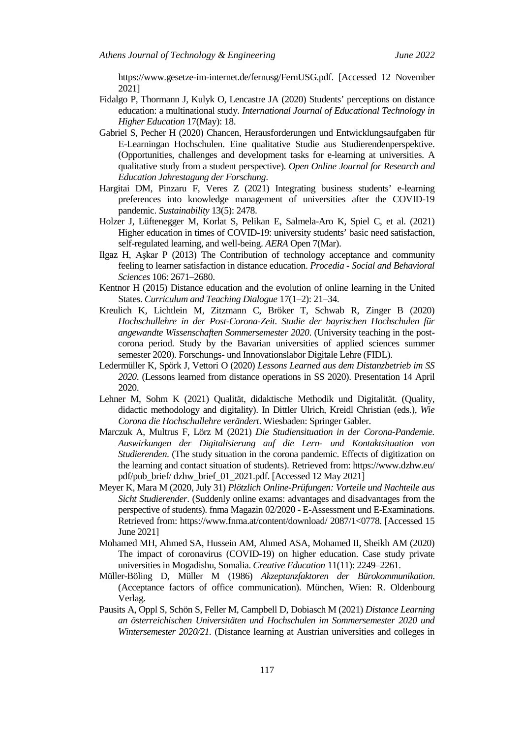https://www.gesetze-im-internet.de/fernusg/FernUSG.pdf. [Accessed 12 November 2021]

Fidalgo P, Thormann J, Kulyk O, Lencastre JA (2020) Students' perceptions on distance education: a multinational study. *International Journal of Educational Technology in Higher Education* 17(May): 18.

Gabriel S, Pecher H (2020) Chancen, Herausforderungen und Entwicklungsaufgaben für E-Learningan Hochschulen. Eine qualitative Studie aus Studierendenperspektive. (Opportunities, challenges and development tasks for e-learning at universities. A qualitative study from a student perspective). *Open Online Journal for Research and Education Jahrestagung der Forschung*.

Hargitai DM, Pinzaru F, Veres Z (2021) Integrating business students' e-learning preferences into knowledge management of universities after the COVID-19 pandemic. *Sustainability* 13(5): 2478.

Holzer J, Lüftenegger M, Korlat S, Pelikan E, Salmela-Aro K, Spiel C, et al. (2021) Higher education in times of COVID-19: university students' basic need satisfaction, self-regulated learning, and well-being. *AERA* Open 7(Mar).

Ilgaz H, Aşkar P (2013) The Contribution of technology acceptance and community feeling to learner satisfaction in distance education. *Procedia - Social and Behavioral Sciences* 106: 2671–2680.

Kentnor H (2015) Distance education and the evolution of online learning in the United States. *Curriculum and Teaching Dialogue* 17(1–2): 21–34.

Kreulich K, Lichtlein M, Zitzmann C, Bröker T, Schwab R, Zinger B (2020) *Hochschullehre in der Post-Corona-Zeit. Studie der bayrischen Hochschulen für angewandte Wissenschaften Sommersemester 2020*. (University teaching in the post-corona period. Study by the Bavarian universities of applied sciences summer semester 2020). Forschungs- und Innovationslabor Digitale Lehre (FIDL).

Ledermüller K, Spörk J, Vettori O (2020) *Lessons Learned aus dem Distanzbetrieb im SS 2020*. (Lessons learned from distance operations in SS 2020). Presentation 14 April 2020.

Lehner M, Sohm K (2021) Qualität, didaktische Methodik und Digitalität. (Quality, didactic methodology and digitality). In Dittler Ulrich, Kreidl Christian (eds.), *Wie Corona die Hochschullehre verändert*. Wiesbaden: Springer Gabler.

Marczuk A, Multrus F, Lörz M (2021) *Die Studiensituation in der Corona-Pandemie. Auswirkungen der Digitalisierung auf die Lern- und Kontaktsituation von Studierenden.* (The study situation in the corona pandemic. Effects of digitization on the learning and contact situation of students). Retrieved from: https://www.dzhw.eu/ pdf/pub_brief/ dzhw_brief_01_2021.pdf. [Accessed 12 May 2021]

Meyer K, Mara M (2020, July 31) *Plötzlich Online-Prüfungen: Vorteile und Nachteile aus Sicht Studierender*. (Suddenly online exams: advantages and disadvantages from the perspective of students). fnma Magazin 02/2020 - E-Assessment und E-Examinations. Retrieved from: https://www.fnma.at/content/download/ 2087/1<0778. [Accessed 15 June 2021]

Mohamed MH, Ahmed SA, Hussein AM, Ahmed ASA, Mohamed II, Sheikh AM (2020) The impact of coronavirus (COVID-19) on higher education. Case study private universities in Mogadishu, Somalia. *Creative Education* 11(11): 2249–2261.

Müller-Böling D, Müller M (1986) *Akzeptanzfaktoren der Bürokommunikation*. (Acceptance factors of office communication). München, Wien: R. Oldenbourg Verlag.

Pausits A, Oppl S, Schön S, Feller M, Campbell D, Dobiasch M (2021) *Distance Learning an österreichischen Universitäten und Hochschulen im Sommersemester 2020 und Wintersemester 2020/21.* (Distance learning at Austrian universities and colleges in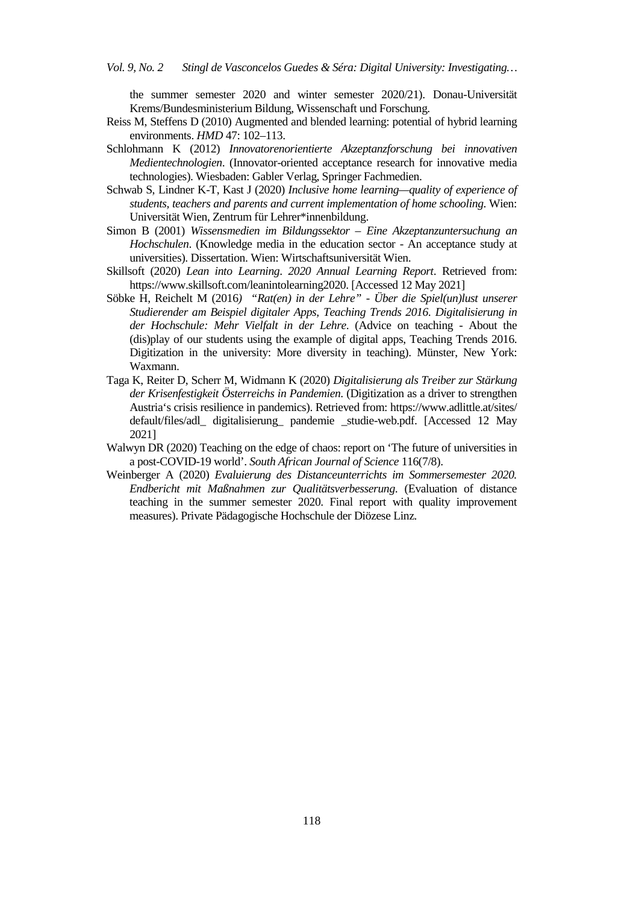the summer semester 2020 and winter semester 2020/21). Donau-Universität Krems/Bundesministerium Bildung, Wissenschaft und Forschung.

Reiss M, Steffens D (2010) Augmented and blended learning: potential of hybrid learning environments. *HMD* 47: 102–113.

Schlohmann K (2012) *Innovatorenorientierte Akzeptanzforschung bei innovativen Medientechnologien*. (Innovator-oriented acceptance research for innovative media technologies). Wiesbaden: Gabler Verlag, Springer Fachmedien.

Schwab S, Lindner K-T, Kast J (2020) *Inclusive home learning—quality of experience of students, teachers and parents and current implementation of home schooling*. Wien: Universität Wien, Zentrum für Lehrer*innenbildung.

Simon B (2001) *Wissensmedien im Bildungssektor – Eine Akzeptanzuntersuchung an Hochschulen*. (Knowledge media in the education sector - An acceptance study at universities). Dissertation. Wien: Wirtschaftsuniversität Wien.

Skillsoft (2020) *Lean into Learning. 2020 Annual Learning Report*. Retrieved from: https://www.skillsoft.com/leanintolearning2020. [Accessed 12 May 2021]

Söbke H, Reichelt M (2016) *"Rat(en) in der Lehre" - Über die Spiel(un)lust unserer Studierender am Beispiel digitaler Apps, Teaching Trends 2016. Digitalisierung in der Hochschule: Mehr Vielfalt in der Lehre*. (Advice on teaching - About the (dis)play of our students using the example of digital apps, Teaching Trends 2016. Digitization in the university: More diversity in teaching). Münster, New York: Waxmann.

Taga K, Reiter D, Scherr M, Widmann K (2020) *Digitalisierung als Treiber zur Stärkung der Krisenfestigkeit Österreichs in Pandemien*. (Digitization as a driver to strengthen Austria's crisis resilience in pandemics). Retrieved from: https://www.adlittle.at/sites/default/files/adl_ digitalisierung_ pandemie _studie-web.pdf. [Accessed 12 May 2021]

Walwyn DR (2020) Teaching on the edge of chaos: report on 'The future of universities in a post-COVID-19 world'. *South African Journal of Science* 116(7/8).

Weinberger A (2020) *Evaluierung des Distanceunterrichts im Sommersemester 2020. Endbericht mit Maßnahmen zur Qualitätsverbesserung*. (Evaluation of distance teaching in the summer semester 2020. Final report with quality improvement measures). Private Pädagogische Hochschule der Diözese Linz.